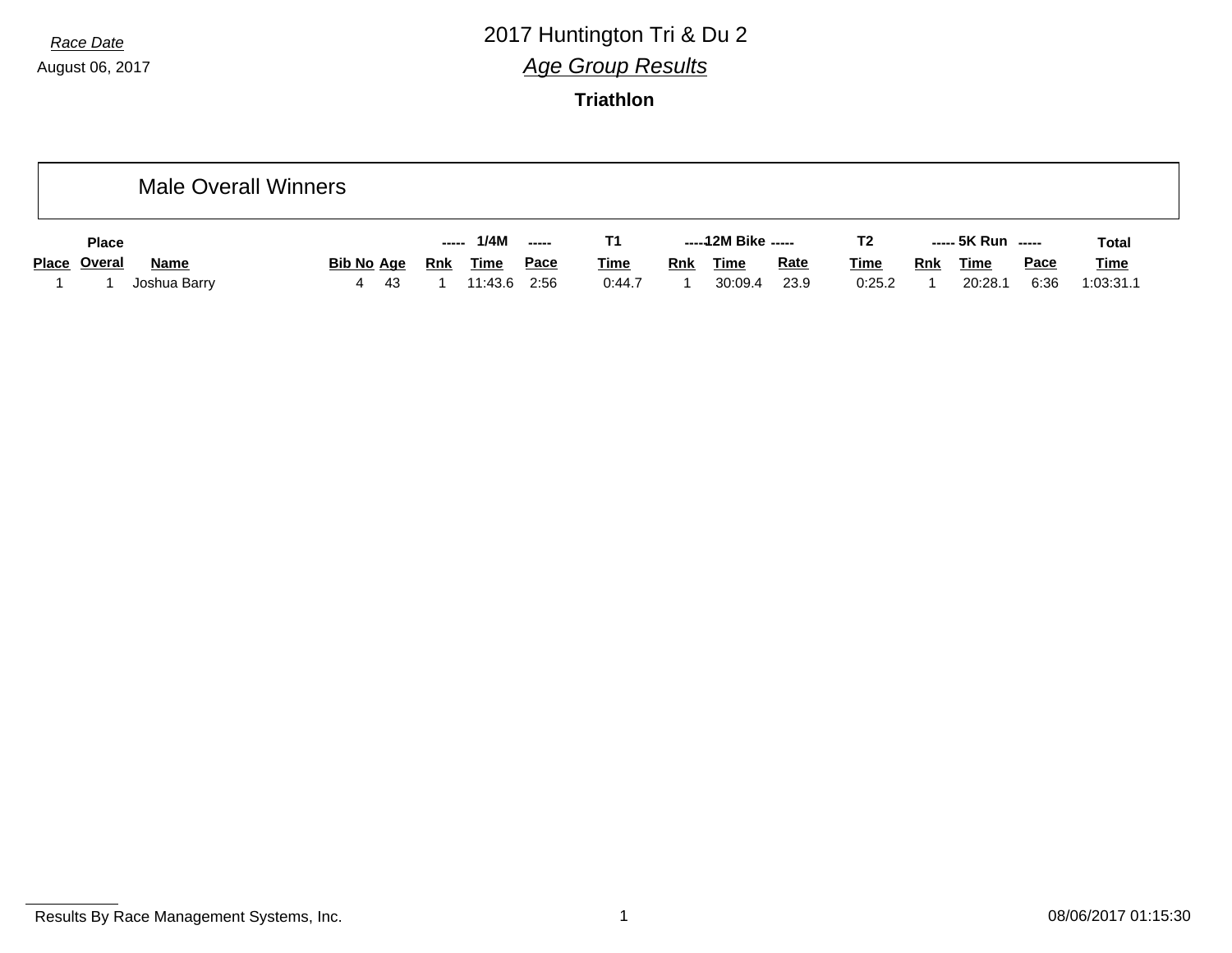*Race Date*

August 06, 2017

# 2017 Huntington Tri & Du 2

## *Age Group Results*

### Triathlon

## Male Overall Winners

| Place | Place Overal | Name | Bib No | Age | ----- 1/4M Rnk | Time | ----- Pace | T1 Time | -----12M Bike Rnk | Time | ----- Rate | T2 Time | ----- 5K Run Rnk | Time | ----- Pace | Total Time |
|---|---|---|---|---|---|---|---|---|---|---|---|---|---|---|---|---|
| 1 | 1 | Joshua Barry | 4 | 43 | 1 | 11:43.6 | 2:56 | 0:44.7 | 1 | 30:09.4 | 23.9 | 0:25.2 | 1 | 20:28.1 | 6:36 | 1:03:31.1 |

Results By Race Management Systems, Inc.

08/06/2017 01:15:30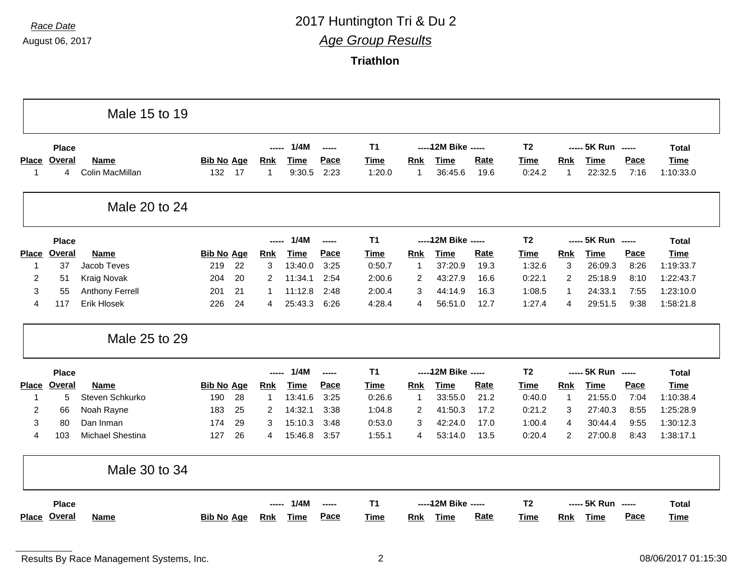*Race Date*
August 06, 2017

# 2017 Huntington Tri & Du 2

## *Age Group Results*

### Triathlon

## Male 15 to 19

| Place | Place Overal | Name | Bib No | Age | 1/4M Rnk | 1/4M Time | 1/4M Pace | T1 Time | 12M Bike Rnk | 12M Bike Time | 12M Bike Rate | T2 Time | 5K Run Rnk | 5K Run Time | 5K Run Pace | Total Time |
|---|---|---|---|---|---|---|---|---|---|---|---|---|---|---|---|---|
| 1 | 4 | Colin MacMillan | 132 | 17 | 1 | 9:30.5 | 2:23 | 1:20.0 | 1 | 36:45.6 | 19.6 | 0:24.2 | 1 | 22:32.5 | 7:16 | 1:10:33.0 |

## Male 20 to 24

| Place | Place Overal | Name | Bib No | Age | 1/4M Rnk | 1/4M Time | 1/4M Pace | T1 Time | 12M Bike Rnk | 12M Bike Time | 12M Bike Rate | T2 Time | 5K Run Rnk | 5K Run Time | 5K Run Pace | Total Time |
|---|---|---|---|---|---|---|---|---|---|---|---|---|---|---|---|---|
| 1 | 37 | Jacob Teves | 219 | 22 | 3 | 13:40.0 | 3:25 | 0:50.7 | 1 | 37:20.9 | 19.3 | 1:32.6 | 3 | 26:09.3 | 8:26 | 1:19:33.7 |
| 2 | 51 | Kraig Novak | 204 | 20 | 2 | 11:34.1 | 2:54 | 2:00.6 | 2 | 43:27.9 | 16.6 | 0:22.1 | 2 | 25:18.9 | 8:10 | 1:22:43.7 |
| 3 | 55 | Anthony Ferrell | 201 | 21 | 1 | 11:12.8 | 2:48 | 2:00.4 | 3 | 44:14.9 | 16.3 | 1:08.5 | 1 | 24:33.1 | 7:55 | 1:23:10.0 |
| 4 | 117 | Erik Hlosek | 226 | 24 | 4 | 25:43.3 | 6:26 | 4:28.4 | 4 | 56:51.0 | 12.7 | 1:27.4 | 4 | 29:51.5 | 9:38 | 1:58:21.8 |

## Male 25 to 29

| Place | Place Overal | Name | Bib No | Age | 1/4M Rnk | 1/4M Time | 1/4M Pace | T1 Time | 12M Bike Rnk | 12M Bike Time | 12M Bike Rate | T2 Time | 5K Run Rnk | 5K Run Time | 5K Run Pace | Total Time |
|---|---|---|---|---|---|---|---|---|---|---|---|---|---|---|---|---|
| 1 | 5 | Steven Schkurko | 190 | 28 | 1 | 13:41.6 | 3:25 | 0:26.6 | 1 | 33:55.0 | 21.2 | 0:40.0 | 1 | 21:55.0 | 7:04 | 1:10:38.4 |
| 2 | 66 | Noah Rayne | 183 | 25 | 2 | 14:32.1 | 3:38 | 1:04.8 | 2 | 41:50.3 | 17.2 | 0:21.2 | 3 | 27:40.3 | 8:55 | 1:25:28.9 |
| 3 | 80 | Dan Inman | 174 | 29 | 3 | 15:10.3 | 3:48 | 0:53.0 | 3 | 42:24.0 | 17.0 | 1:00.4 | 4 | 30:44.4 | 9:55 | 1:30:12.3 |
| 4 | 103 | Michael Shestina | 127 | 26 | 4 | 15:46.8 | 3:57 | 1:55.1 | 4 | 53:14.0 | 13.5 | 0:20.4 | 2 | 27:00.8 | 8:43 | 1:38:17.1 |

## Male 30 to 34

| Place | Place Overal | Name | Bib No | Age | 1/4M Rnk | 1/4M Time | 1/4M Pace | T1 Time | 12M Bike Rnk | 12M Bike Time | 12M Bike Rate | T2 Time | 5K Run Rnk | 5K Run Time | 5K Run Pace | Total Time |
|---|---|---|---|---|---|---|---|---|---|---|---|---|---|---|---|---|

Results By Race Management Systems, Inc. 08/06/2017 01:15:30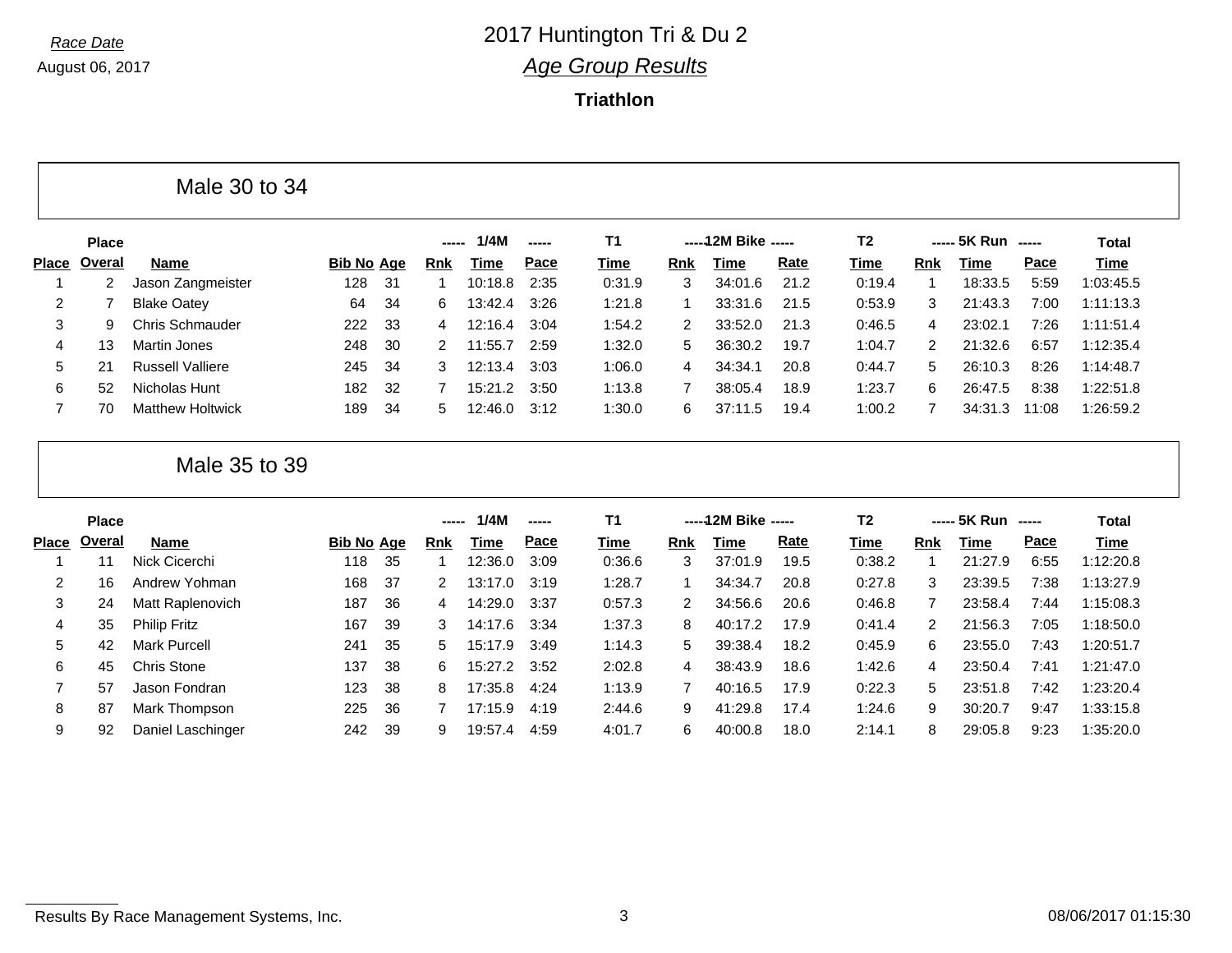*Race Date*

August 06, 2017

# 2017 Huntington Tri & Du 2

## *Age Group Results*

**Triathlon**

### Male 30 to 34

| Place | Place Overal | Name | Bib No | Age | 1/4M Rnk | 1/4M Time | 1/4M Pace | T1 Time | 12M Bike Rnk | 12M Bike Time | 12M Bike Rate | T2 Time | 5K Run Rnk | 5K Run Time | 5K Run Pace | Total Time |
|---|---|---|---|---|---|---|---|---|---|---|---|---|---|---|---|---|
| 1 | 2 | Jason Zangmeister | 128 | 31 | 1 | 10:18.8 | 2:35 | 0:31.9 | 3 | 34:01.6 | 21.2 | 0:19.4 | 1 | 18:33.5 | 5:59 | 1:03:45.5 |
| 2 | 7 | Blake Oatey | 64 | 34 | 6 | 13:42.4 | 3:26 | 1:21.8 | 1 | 33:31.6 | 21.5 | 0:53.9 | 3 | 21:43.3 | 7:00 | 1:11:13.3 |
| 3 | 9 | Chris Schmauder | 222 | 33 | 4 | 12:16.4 | 3:04 | 1:54.2 | 2 | 33:52.0 | 21.3 | 0:46.5 | 4 | 23:02.1 | 7:26 | 1:11:51.4 |
| 4 | 13 | Martin Jones | 248 | 30 | 2 | 11:55.7 | 2:59 | 1:32.0 | 5 | 36:30.2 | 19.7 | 1:04.7 | 2 | 21:32.6 | 6:57 | 1:12:35.4 |
| 5 | 21 | Russell Valliere | 245 | 34 | 3 | 12:13.4 | 3:03 | 1:06.0 | 4 | 34:34.1 | 20.8 | 0:44.7 | 5 | 26:10.3 | 8:26 | 1:14:48.7 |
| 6 | 52 | Nicholas Hunt | 182 | 32 | 7 | 15:21.2 | 3:50 | 1:13.8 | 7 | 38:05.4 | 18.9 | 1:23.7 | 6 | 26:47.5 | 8:38 | 1:22:51.8 |
| 7 | 70 | Matthew Holtwick | 189 | 34 | 5 | 12:46.0 | 3:12 | 1:30.0 | 6 | 37:11.5 | 19.4 | 1:00.2 | 7 | 34:31.3 | 11:08 | 1:26:59.2 |

### Male 35 to 39

| Place | Place Overal | Name | Bib No | Age | 1/4M Rnk | 1/4M Time | 1/4M Pace | T1 Time | 12M Bike Rnk | 12M Bike Time | 12M Bike Rate | T2 Time | 5K Run Rnk | 5K Run Time | 5K Run Pace | Total Time |
|---|---|---|---|---|---|---|---|---|---|---|---|---|---|---|---|---|
| 1 | 11 | Nick Cicerchi | 118 | 35 | 1 | 12:36.0 | 3:09 | 0:36.6 | 3 | 37:01.9 | 19.5 | 0:38.2 | 1 | 21:27.9 | 6:55 | 1:12:20.8 |
| 2 | 16 | Andrew Yohman | 168 | 37 | 2 | 13:17.0 | 3:19 | 1:28.7 | 1 | 34:34.7 | 20.8 | 0:27.8 | 3 | 23:39.5 | 7:38 | 1:13:27.9 |
| 3 | 24 | Matt Raplenovich | 187 | 36 | 4 | 14:29.0 | 3:37 | 0:57.3 | 2 | 34:56.6 | 20.6 | 0:46.8 | 7 | 23:58.4 | 7:44 | 1:15:08.3 |
| 4 | 35 | Philip Fritz | 167 | 39 | 3 | 14:17.6 | 3:34 | 1:37.3 | 8 | 40:17.2 | 17.9 | 0:41.4 | 2 | 21:56.3 | 7:05 | 1:18:50.0 |
| 5 | 42 | Mark Purcell | 241 | 35 | 5 | 15:17.9 | 3:49 | 1:14.3 | 5 | 39:38.4 | 18.2 | 0:45.9 | 6 | 23:55.0 | 7:43 | 1:20:51.7 |
| 6 | 45 | Chris Stone | 137 | 38 | 6 | 15:27.2 | 3:52 | 2:02.8 | 4 | 38:43.9 | 18.6 | 1:42.6 | 4 | 23:50.4 | 7:41 | 1:21:47.0 |
| 7 | 57 | Jason Fondran | 123 | 38 | 8 | 17:35.8 | 4:24 | 1:13.9 | 7 | 40:16.5 | 17.9 | 0:22.3 | 5 | 23:51.8 | 7:42 | 1:23:20.4 |
| 8 | 87 | Mark Thompson | 225 | 36 | 7 | 17:15.9 | 4:19 | 2:44.6 | 9 | 41:29.8 | 17.4 | 1:24.6 | 9 | 30:20.7 | 9:47 | 1:33:15.8 |
| 9 | 92 | Daniel Laschinger | 242 | 39 | 9 | 19:57.4 | 4:59 | 4:01.7 | 6 | 40:00.8 | 18.0 | 2:14.1 | 8 | 29:05.8 | 9:23 | 1:35:20.0 |

Results By Race Management Systems, Inc. 08/06/2017 01:15:30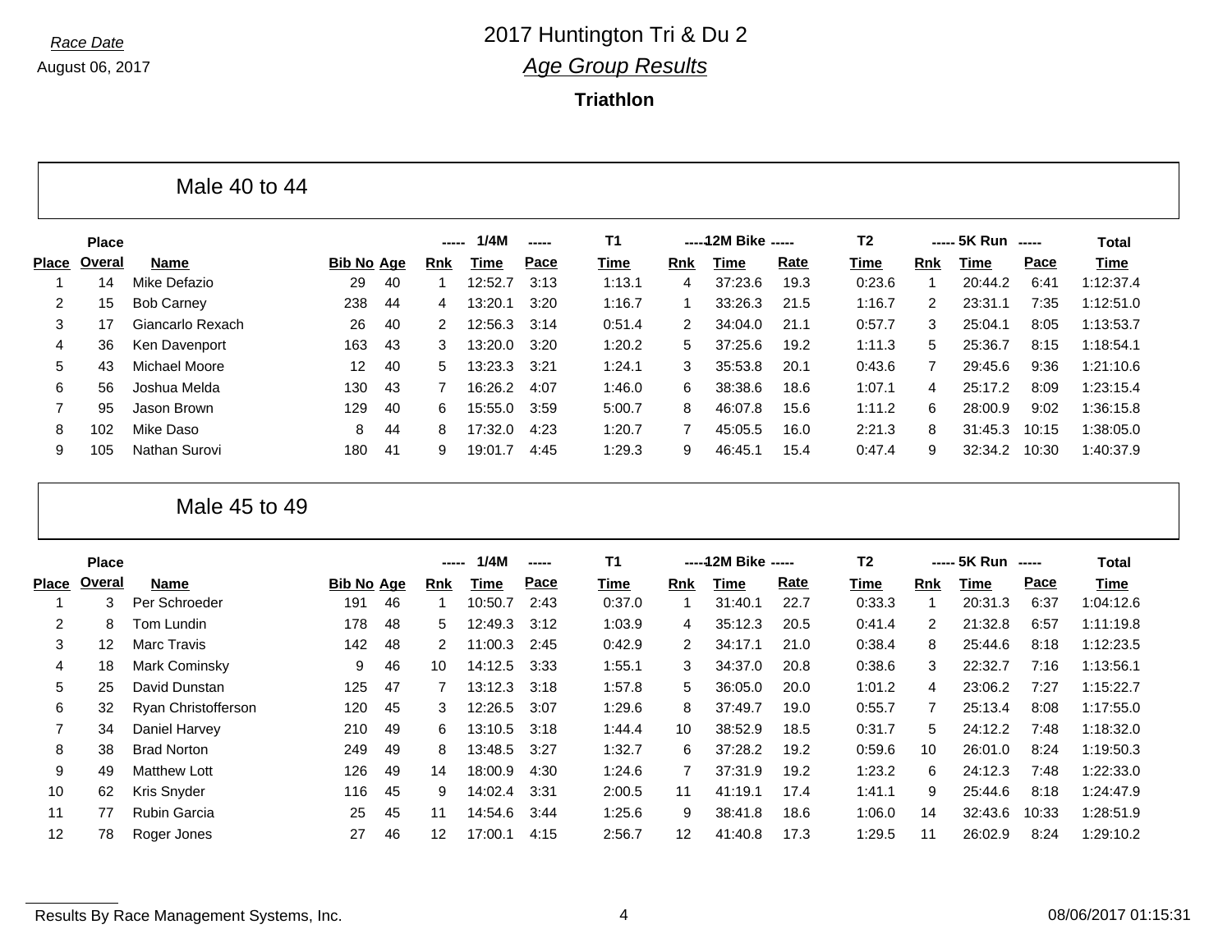*Race Date*
August 06, 2017

# 2017 Huntington Tri & Du 2

## *Age Group Results*

**Triathlon**

### Male 40 to 44

| Place | Place Overal | Name | Bib No | Age | 1/4M Rnk | 1/4M Time | 1/4M Pace | T1 Time | 12M Bike Rnk | 12M Bike Time | 12M Bike Rate | T2 Time | 5K Run Rnk | 5K Run Time | 5K Run Pace | Total Time |
|---|---|---|---|---|---|---|---|---|---|---|---|---|---|---|---|---|
| 1 | 14 | Mike Defazio | 29 | 40 | 1 | 12:52.7 | 3:13 | 1:13.1 | 4 | 37:23.6 | 19.3 | 0:23.6 | 1 | 20:44.2 | 6:41 | 1:12:37.4 |
| 2 | 15 | Bob Carney | 238 | 44 | 4 | 13:20.1 | 3:20 | 1:16.7 | 1 | 33:26.3 | 21.5 | 1:16.7 | 2 | 23:31.1 | 7:35 | 1:12:51.0 |
| 3 | 17 | Giancarlo Rexach | 26 | 40 | 2 | 12:56.3 | 3:14 | 0:51.4 | 2 | 34:04.0 | 21.1 | 0:57.7 | 3 | 25:04.1 | 8:05 | 1:13:53.7 |
| 4 | 36 | Ken Davenport | 163 | 43 | 3 | 13:20.0 | 3:20 | 1:20.2 | 5 | 37:25.6 | 19.2 | 1:11.3 | 5 | 25:36.7 | 8:15 | 1:18:54.1 |
| 5 | 43 | Michael Moore | 12 | 40 | 5 | 13:23.3 | 3:21 | 1:24.1 | 3 | 35:53.8 | 20.1 | 0:43.6 | 7 | 29:45.6 | 9:36 | 1:21:10.6 |
| 6 | 56 | Joshua Melda | 130 | 43 | 7 | 16:26.2 | 4:07 | 1:46.0 | 6 | 38:38.6 | 18.6 | 1:07.1 | 4 | 25:17.2 | 8:09 | 1:23:15.4 |
| 7 | 95 | Jason Brown | 129 | 40 | 6 | 15:55.0 | 3:59 | 5:00.7 | 8 | 46:07.8 | 15.6 | 1:11.2 | 6 | 28:00.9 | 9:02 | 1:36:15.8 |
| 8 | 102 | Mike Daso | 8 | 44 | 8 | 17:32.0 | 4:23 | 1:20.7 | 7 | 45:05.5 | 16.0 | 2:21.3 | 8 | 31:45.3 | 10:15 | 1:38:05.0 |
| 9 | 105 | Nathan Surovi | 180 | 41 | 9 | 19:01.7 | 4:45 | 1:29.3 | 9 | 46:45.1 | 15.4 | 0:47.4 | 9 | 32:34.2 | 10:30 | 1:40:37.9 |

### Male 45 to 49

| Place | Place Overal | Name | Bib No | Age | 1/4M Rnk | 1/4M Time | 1/4M Pace | T1 Time | 12M Bike Rnk | 12M Bike Time | 12M Bike Rate | T2 Time | 5K Run Rnk | 5K Run Time | 5K Run Pace | Total Time |
|---|---|---|---|---|---|---|---|---|---|---|---|---|---|---|---|---|
| 1 | 3 | Per Schroeder | 191 | 46 | 1 | 10:50.7 | 2:43 | 0:37.0 | 1 | 31:40.1 | 22.7 | 0:33.3 | 1 | 20:31.3 | 6:37 | 1:04:12.6 |
| 2 | 8 | Tom Lundin | 178 | 48 | 5 | 12:49.3 | 3:12 | 1:03.9 | 4 | 35:12.3 | 20.5 | 0:41.4 | 2 | 21:32.8 | 6:57 | 1:11:19.8 |
| 3 | 12 | Marc Travis | 142 | 48 | 2 | 11:00.3 | 2:45 | 0:42.9 | 2 | 34:17.1 | 21.0 | 0:38.4 | 8 | 25:44.6 | 8:18 | 1:12:23.5 |
| 4 | 18 | Mark Cominsky | 9 | 46 | 10 | 14:12.5 | 3:33 | 1:55.1 | 3 | 34:37.0 | 20.8 | 0:38.6 | 3 | 22:32.7 | 7:16 | 1:13:56.1 |
| 5 | 25 | David Dunstan | 125 | 47 | 7 | 13:12.3 | 3:18 | 1:57.8 | 5 | 36:05.0 | 20.0 | 1:01.2 | 4 | 23:06.2 | 7:27 | 1:15:22.7 |
| 6 | 32 | Ryan Christofferson | 120 | 45 | 3 | 12:26.5 | 3:07 | 1:29.6 | 8 | 37:49.7 | 19.0 | 0:55.7 | 7 | 25:13.4 | 8:08 | 1:17:55.0 |
| 7 | 34 | Daniel Harvey | 210 | 49 | 6 | 13:10.5 | 3:18 | 1:44.4 | 10 | 38:52.9 | 18.5 | 0:31.7 | 5 | 24:12.2 | 7:48 | 1:18:32.0 |
| 8 | 38 | Brad Norton | 249 | 49 | 8 | 13:48.5 | 3:27 | 1:32.7 | 6 | 37:28.2 | 19.2 | 0:59.6 | 10 | 26:01.0 | 8:24 | 1:19:50.3 |
| 9 | 49 | Matthew Lott | 126 | 49 | 14 | 18:00.9 | 4:30 | 1:24.6 | 7 | 37:31.9 | 19.2 | 1:23.2 | 6 | 24:12.3 | 7:48 | 1:22:33.0 |
| 10 | 62 | Kris Snyder | 116 | 45 | 9 | 14:02.4 | 3:31 | 2:00.5 | 11 | 41:19.1 | 17.4 | 1:41.1 | 9 | 25:44.6 | 8:18 | 1:24:47.9 |
| 11 | 77 | Rubin Garcia | 25 | 45 | 11 | 14:54.6 | 3:44 | 1:25.6 | 9 | 38:41.8 | 18.6 | 1:06.0 | 14 | 32:43.6 | 10:33 | 1:28:51.9 |
| 12 | 78 | Roger Jones | 27 | 46 | 12 | 17:00.1 | 4:15 | 2:56.7 | 12 | 41:40.8 | 17.3 | 1:29.5 | 11 | 26:02.9 | 8:24 | 1:29:10.2 |

Results By Race Management Systems, Inc. 08/06/2017 01:15:31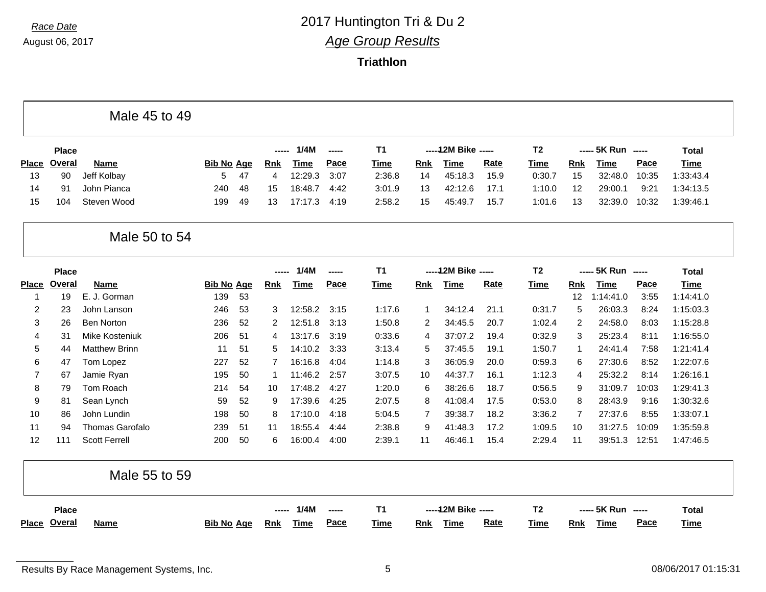Race Date
August 06, 2017

# 2017 Huntington Tri & Du 2

## *Age Group Results*

**Triathlon**

### Male 45 to 49

| Place | Place Overal | Name | Bib No | Age | ----- 1/4M Rnk | Time | ----- Pace | T1 Time | ----- 12M Bike Rnk | Time | ----- Rate | T2 Time | ----- 5K Run Rnk | Time | ----- Pace | Total Time |
|---|---|---|---|---|---|---|---|---|---|---|---|---|---|---|---|---|
| 13 | 90 | Jeff Kolbay | 5 | 47 | 4 | 12:29.3 | 3:07 | 2:36.8 | 14 | 45:18.3 | 15.9 | 0:30.7 | 15 | 32:48.0 | 10:35 | 1:33:43.4 |
| 14 | 91 | John Pianca | 240 | 48 | 15 | 18:48.7 | 4:42 | 3:01.9 | 13 | 42:12.6 | 17.1 | 1:10.0 | 12 | 29:00.1 | 9:21 | 1:34:13.5 |
| 15 | 104 | Steven Wood | 199 | 49 | 13 | 17:17.3 | 4:19 | 2:58.2 | 15 | 45:49.7 | 15.7 | 1:01.6 | 13 | 32:39.0 | 10:32 | 1:39:46.1 |

### Male 50 to 54

| Place | Place Overal | Name | Bib No | Age | ----- 1/4M Rnk | Time | ----- Pace | T1 Time | ----- 12M Bike Rnk | Time | ----- Rate | T2 Time | ----- 5K Run Rnk | Time | ----- Pace | Total Time |
|---|---|---|---|---|---|---|---|---|---|---|---|---|---|---|---|---|
| 1 | 19 | E. J. Gorman | 139 | 53 | | | | | | | | | 12 | 1:14:41.0 | 3:55 | 1:14:41.0 |
| 2 | 23 | John Lanson | 246 | 53 | 3 | 12:58.2 | 3:15 | 1:17.6 | 1 | 34:12.4 | 21.1 | 0:31.7 | 5 | 26:03.3 | 8:24 | 1:15:03.3 |
| 3 | 26 | Ben Norton | 236 | 52 | 2 | 12:51.8 | 3:13 | 1:50.8 | 2 | 34:45.5 | 20.7 | 1:02.4 | 2 | 24:58.0 | 8:03 | 1:15:28.8 |
| 4 | 31 | Mike Kosteniuk | 206 | 51 | 4 | 13:17.6 | 3:19 | 0:33.6 | 4 | 37:07.2 | 19.4 | 0:32.9 | 3 | 25:23.4 | 8:11 | 1:16:55.0 |
| 5 | 44 | Matthew Brinn | 11 | 51 | 5 | 14:10.2 | 3:33 | 3:13.4 | 5 | 37:45.5 | 19.1 | 1:50.7 | 1 | 24:41.4 | 7:58 | 1:21:41.4 |
| 6 | 47 | Tom Lopez | 227 | 52 | 7 | 16:16.8 | 4:04 | 1:14.8 | 3 | 36:05.9 | 20.0 | 0:59.3 | 6 | 27:30.6 | 8:52 | 1:22:07.6 |
| 7 | 67 | Jamie Ryan | 195 | 50 | 1 | 11:46.2 | 2:57 | 3:07.5 | 10 | 44:37.7 | 16.1 | 1:12.3 | 4 | 25:32.2 | 8:14 | 1:26:16.1 |
| 8 | 79 | Tom Roach | 214 | 54 | 10 | 17:48.2 | 4:27 | 1:20.0 | 6 | 38:26.6 | 18.7 | 0:56.5 | 9 | 31:09.7 | 10:03 | 1:29:41.3 |
| 9 | 81 | Sean Lynch | 59 | 52 | 9 | 17:39.6 | 4:25 | 2:07.5 | 8 | 41:08.4 | 17.5 | 0:53.0 | 8 | 28:43.9 | 9:16 | 1:30:32.6 |
| 10 | 86 | John Lundin | 198 | 50 | 8 | 17:10.0 | 4:18 | 5:04.5 | 7 | 39:38.7 | 18.2 | 3:36.2 | 7 | 27:37.6 | 8:55 | 1:33:07.1 |
| 11 | 94 | Thomas Garofalo | 239 | 51 | 11 | 18:55.4 | 4:44 | 2:38.8 | 9 | 41:48.3 | 17.2 | 1:09.5 | 10 | 31:27.5 | 10:09 | 1:35:59.8 |
| 12 | 111 | Scott Ferrell | 200 | 50 | 6 | 16:00.4 | 4:00 | 2:39.1 | 11 | 46:46.1 | 15.4 | 2:29.4 | 11 | 39:51.3 | 12:51 | 1:47:46.5 |

### Male 55 to 59

| Place | Place Overal | Name | Bib No | Age | ----- 1/4M Rnk | Time | ----- Pace | T1 Time | ----- 12M Bike Rnk | Time | ----- Rate | T2 Time | ----- 5K Run Rnk | Time | ----- Pace | Total Time |
|---|---|---|---|---|---|---|---|---|---|---|---|---|---|---|---|---|

Results By Race Management Systems, Inc. 08/06/2017 01:15:31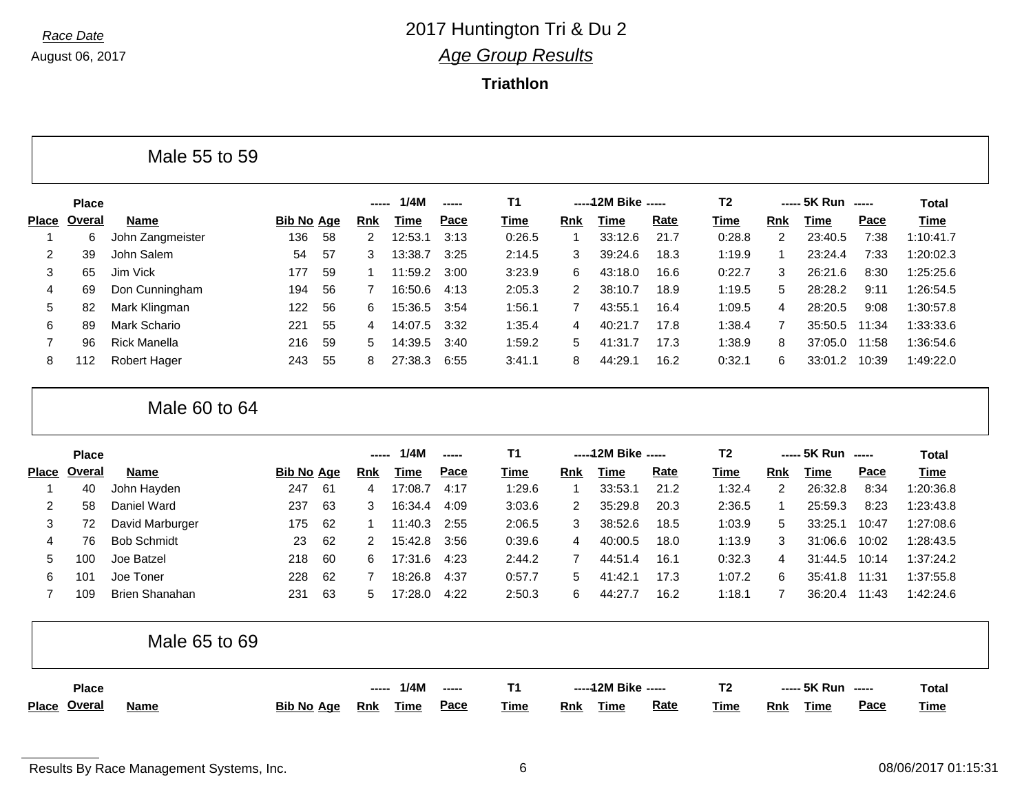*Race Date*

August 06, 2017

# 2017 Huntington Tri & Du 2

## *Age Group Results*

**Triathlon**

### Male 55 to 59

| Place | Place Overal | Name | Bib No | Age | ----- 1/4M Rnk | Time | Pace ----- | T1 Time | -----12M Bike Rnk | Time | Rate ----- | T2 Time | ----- 5K Run Rnk | Time | Pace ----- | Total Time |
|---|---|---|---|---|---|---|---|---|---|---|---|---|---|---|---|---|
| 1 | 6 | John Zangmeister | 136 | 58 | 2 | 12:53.1 | 3:13 | 0:26.5 | 1 | 33:12.6 | 21.7 | 0:28.8 | 2 | 23:40.5 | 7:38 | 1:10:41.7 |
| 2 | 39 | John Salem | 54 | 57 | 3 | 13:38.7 | 3:25 | 2:14.5 | 3 | 39:24.6 | 18.3 | 1:19.9 | 1 | 23:24.4 | 7:33 | 1:20:02.3 |
| 3 | 65 | Jim Vick | 177 | 59 | 1 | 11:59.2 | 3:00 | 3:23.9 | 6 | 43:18.0 | 16.6 | 0:22.7 | 3 | 26:21.6 | 8:30 | 1:25:25.6 |
| 4 | 69 | Don Cunningham | 194 | 56 | 7 | 16:50.6 | 4:13 | 2:05.3 | 2 | 38:10.7 | 18.9 | 1:19.5 | 5 | 28:28.2 | 9:11 | 1:26:54.5 |
| 5 | 82 | Mark Klingman | 122 | 56 | 6 | 15:36.5 | 3:54 | 1:56.1 | 7 | 43:55.1 | 16.4 | 1:09.5 | 4 | 28:20.5 | 9:08 | 1:30:57.8 |
| 6 | 89 | Mark Schario | 221 | 55 | 4 | 14:07.5 | 3:32 | 1:35.4 | 4 | 40:21.7 | 17.8 | 1:38.4 | 7 | 35:50.5 | 11:34 | 1:33:33.6 |
| 7 | 96 | Rick Manella | 216 | 59 | 5 | 14:39.5 | 3:40 | 1:59.2 | 5 | 41:31.7 | 17.3 | 1:38.9 | 8 | 37:05.0 | 11:58 | 1:36:54.6 |
| 8 | 112 | Robert Hager | 243 | 55 | 8 | 27:38.3 | 6:55 | 3:41.1 | 8 | 44:29.1 | 16.2 | 0:32.1 | 6 | 33:01.2 | 10:39 | 1:49:22.0 |

### Male 60 to 64

| Place | Place Overal | Name | Bib No | Age | ----- 1/4M Rnk | Time | Pace ----- | T1 Time | -----12M Bike Rnk | Time | Rate ----- | T2 Time | ----- 5K Run Rnk | Time | Pace ----- | Total Time |
|---|---|---|---|---|---|---|---|---|---|---|---|---|---|---|---|---|
| 1 | 40 | John Hayden | 247 | 61 | 4 | 17:08.7 | 4:17 | 1:29.6 | 1 | 33:53.1 | 21.2 | 1:32.4 | 2 | 26:32.8 | 8:34 | 1:20:36.8 |
| 2 | 58 | Daniel Ward | 237 | 63 | 3 | 16:34.4 | 4:09 | 3:03.6 | 2 | 35:29.8 | 20.3 | 2:36.5 | 1 | 25:59.3 | 8:23 | 1:23:43.8 |
| 3 | 72 | David Marburger | 175 | 62 | 1 | 11:40.3 | 2:55 | 2:06.5 | 3 | 38:52.6 | 18.5 | 1:03.9 | 5 | 33:25.1 | 10:47 | 1:27:08.6 |
| 4 | 76 | Bob Schmidt | 23 | 62 | 2 | 15:42.8 | 3:56 | 0:39.6 | 4 | 40:00.5 | 18.0 | 1:13.9 | 3 | 31:06.6 | 10:02 | 1:28:43.5 |
| 5 | 100 | Joe Batzel | 218 | 60 | 6 | 17:31.6 | 4:23 | 2:44.2 | 7 | 44:51.4 | 16.1 | 0:32.3 | 4 | 31:44.5 | 10:14 | 1:37:24.2 |
| 6 | 101 | Joe Toner | 228 | 62 | 7 | 18:26.8 | 4:37 | 0:57.7 | 5 | 41:42.1 | 17.3 | 1:07.2 | 6 | 35:41.8 | 11:31 | 1:37:55.8 |
| 7 | 109 | Brien Shanahan | 231 | 63 | 5 | 17:28.0 | 4:22 | 2:50.3 | 6 | 44:27.7 | 16.2 | 1:18.1 | 7 | 36:20.4 | 11:43 | 1:42:24.6 |

### Male 65 to 69

| Place | Place Overal | Name | Bib No | Age | ----- 1/4M Rnk | Time | Pace ----- | T1 Time | -----12M Bike Rnk | Time | Rate ----- | T2 Time | ----- 5K Run Rnk | Time | Pace ----- | Total Time |
|---|---|---|---|---|---|---|---|---|---|---|---|---|---|---|---|---|

Results By Race Management Systems, Inc.

08/06/2017 01:15:31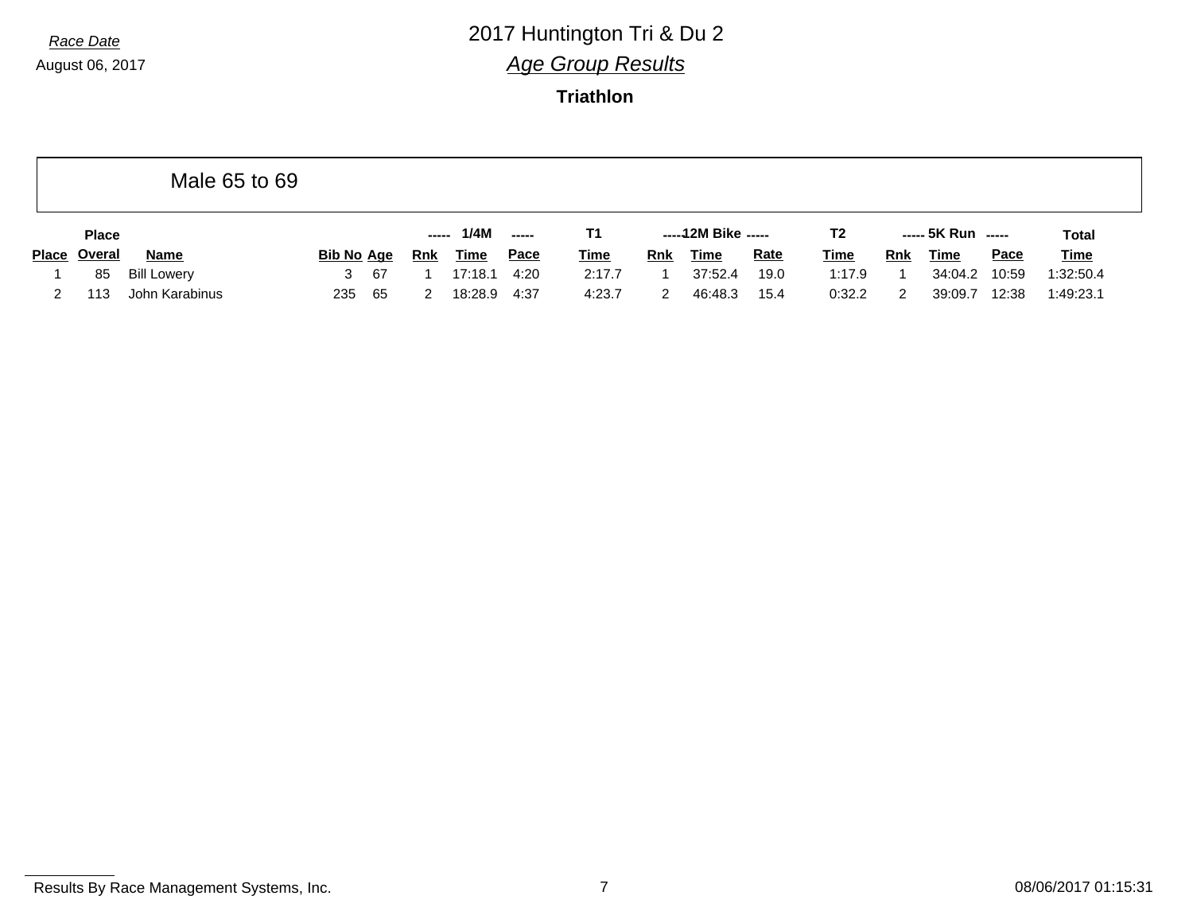Race Date

August 06, 2017

# 2017 Huntington Tri & Du 2

## *Age Group Results*

### Triathlon

## Male 65 to 69

| Place | Place Overal | Name | Bib No | Age | 1/4M Rnk | 1/4M Time | 1/4M Pace | T1 Time | 12M Bike Rnk | 12M Bike Time | 12M Bike Rate | T2 Time | 5K Run Rnk | 5K Run Time | 5K Run Pace | Total Time |
|---|---|---|---|---|---|---|---|---|---|---|---|---|---|---|---|---|
| 1 | 85 | Bill Lowery | 3 | 67 | 1 | 17:18.1 | 4:20 | 2:17.7 | 1 | 37:52.4 | 19.0 | 1:17.9 | 1 | 34:04.2 | 10:59 | 1:32:50.4 |
| 2 | 113 | John Karabinus | 235 | 65 | 2 | 18:28.9 | 4:37 | 4:23.7 | 2 | 46:48.3 | 15.4 | 0:32.2 | 2 | 39:09.7 | 12:38 | 1:49:23.1 |

Results By Race Management Systems, Inc.

08/06/2017 01:15:31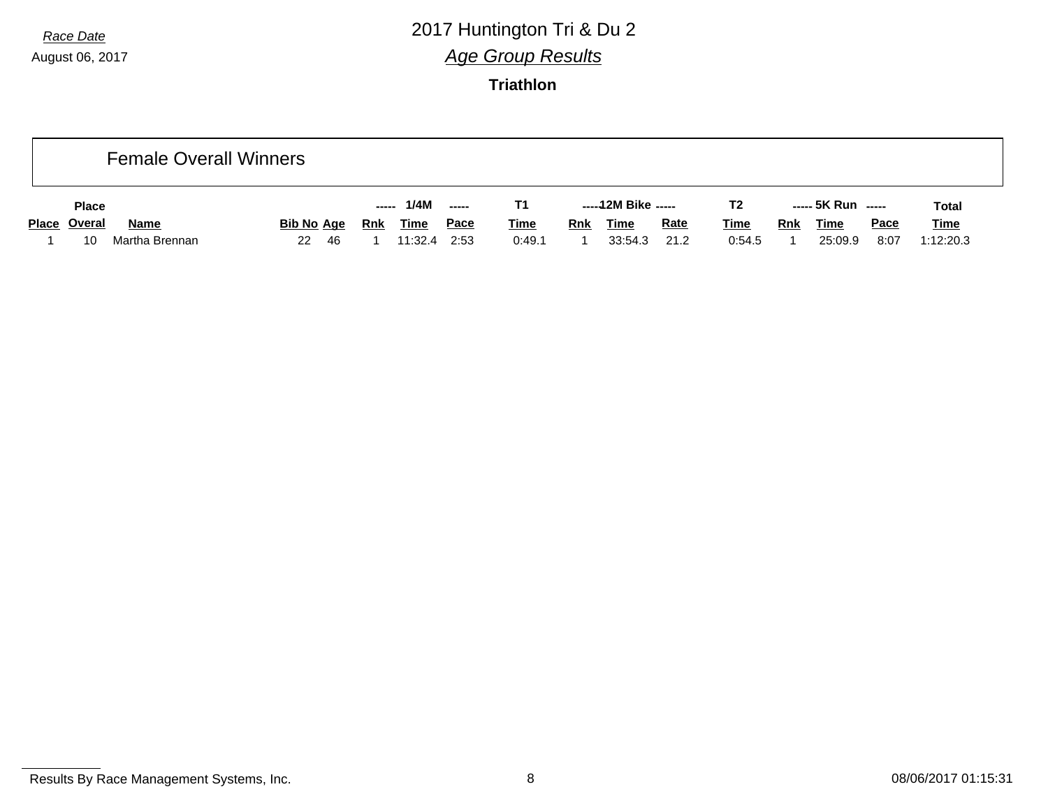*Race Date*
August 06, 2017

# 2017 Huntington Tri & Du 2

## *Age Group Results*

### Triathlon

## Female Overall Winners

| | Place | | | | ----- | 1/4M | ----- | T1 | ----- | 12M Bike | ----- | T2 | ----- | 5K Run | ----- | Total |
|---|---|---|---|---|---|---|---|---|---|---|---|---|---|---|---|---|
| Place | Overal | Name | Bib No | Age | Rnk | Time | Pace | Time | Rnk | Time | Rate | Time | Rnk | Time | Pace | Time |
| 1 | 10 | Martha Brennan | 22 | 46 | 1 | 11:32.4 | 2:53 | 0:49.1 | 1 | 33:54.3 | 21.2 | 0:54.5 | 1 | 25:09.9 | 8:07 | 1:12:20.3 |

Results By Race Management Systems, Inc. 08/06/2017 01:15:31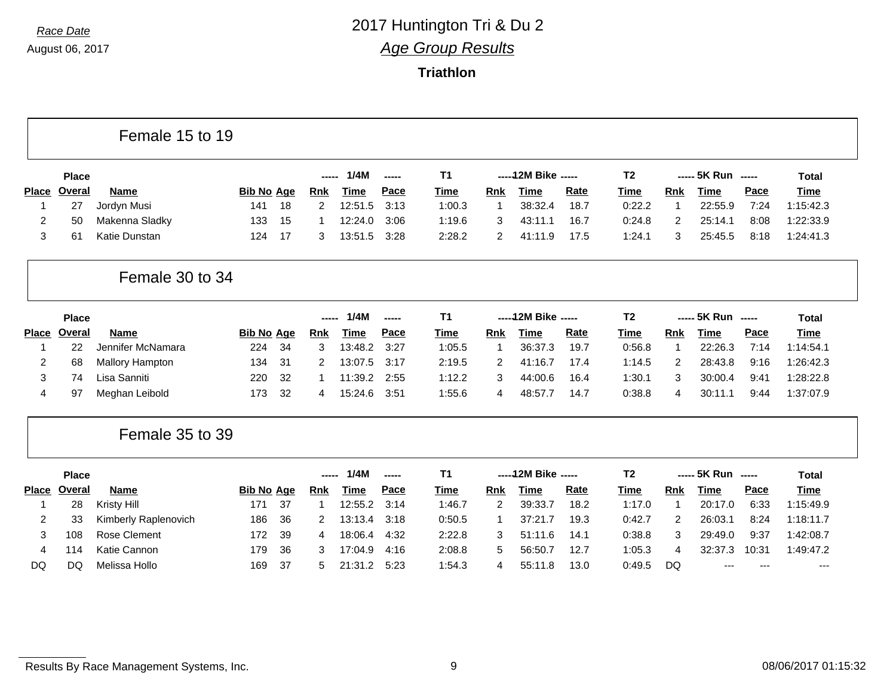Race Date

August 06, 2017

# 2017 Huntington Tri & Du 2

## *Age Group Results*

### Triathlon

## Female 15 to 19

| Place | Place Overal | Name | Bib No | Age | 1/4M Rnk | 1/4M Time | 1/4M Pace | T1 Time | 12M Bike Rnk | 12M Bike Time | 12M Bike Rate | T2 Time | 5K Run Rnk | 5K Run Time | 5K Run Pace | Total Time |
|---|---|---|---|---|---|---|---|---|---|---|---|---|---|---|---|---|
| 1 | 27 | Jordyn Musi | 141 | 18 | 2 | 12:51.5 | 3:13 | 1:00.3 | 1 | 38:32.4 | 18.7 | 0:22.2 | 1 | 22:55.9 | 7:24 | 1:15:42.3 |
| 2 | 50 | Makenna Sladky | 133 | 15 | 1 | 12:24.0 | 3:06 | 1:19.6 | 3 | 43:11.1 | 16.7 | 0:24.8 | 2 | 25:14.1 | 8:08 | 1:22:33.9 |
| 3 | 61 | Katie Dunstan | 124 | 17 | 3 | 13:51.5 | 3:28 | 2:28.2 | 2 | 41:11.9 | 17.5 | 1:24.1 | 3 | 25:45.5 | 8:18 | 1:24:41.3 |

## Female 30 to 34

| Place | Place Overal | Name | Bib No | Age | 1/4M Rnk | 1/4M Time | 1/4M Pace | T1 Time | 12M Bike Rnk | 12M Bike Time | 12M Bike Rate | T2 Time | 5K Run Rnk | 5K Run Time | 5K Run Pace | Total Time |
|---|---|---|---|---|---|---|---|---|---|---|---|---|---|---|---|---|
| 1 | 22 | Jennifer McNamara | 224 | 34 | 3 | 13:48.2 | 3:27 | 1:05.5 | 1 | 36:37.3 | 19.7 | 0:56.8 | 1 | 22:26.3 | 7:14 | 1:14:54.1 |
| 2 | 68 | Mallory Hampton | 134 | 31 | 2 | 13:07.5 | 3:17 | 2:19.5 | 2 | 41:16.7 | 17.4 | 1:14.5 | 2 | 28:43.8 | 9:16 | 1:26:42.3 |
| 3 | 74 | Lisa Sanniti | 220 | 32 | 1 | 11:39.2 | 2:55 | 1:12.2 | 3 | 44:00.6 | 16.4 | 1:30.1 | 3 | 30:00.4 | 9:41 | 1:28:22.8 |
| 4 | 97 | Meghan Leibold | 173 | 32 | 4 | 15:24.6 | 3:51 | 1:55.6 | 4 | 48:57.7 | 14.7 | 0:38.8 | 4 | 30:11.1 | 9:44 | 1:37:07.9 |

## Female 35 to 39

| Place | Place Overal | Name | Bib No | Age | 1/4M Rnk | 1/4M Time | 1/4M Pace | T1 Time | 12M Bike Rnk | 12M Bike Time | 12M Bike Rate | T2 Time | 5K Run Rnk | 5K Run Time | 5K Run Pace | Total Time |
|---|---|---|---|---|---|---|---|---|---|---|---|---|---|---|---|---|
| 1 | 28 | Kristy Hill | 171 | 37 | 1 | 12:55.2 | 3:14 | 1:46.7 | 2 | 39:33.7 | 18.2 | 1:17.0 | 1 | 20:17.0 | 6:33 | 1:15:49.9 |
| 2 | 33 | Kimberly Raplenovich | 186 | 36 | 2 | 13:13.4 | 3:18 | 0:50.5 | 1 | 37:21.7 | 19.3 | 0:42.7 | 2 | 26:03.1 | 8:24 | 1:18:11.7 |
| 3 | 108 | Rose Clement | 172 | 39 | 4 | 18:06.4 | 4:32 | 2:22.8 | 3 | 51:11.6 | 14.1 | 0:38.8 | 3 | 29:49.0 | 9:37 | 1:42:08.7 |
| 4 | 114 | Katie Cannon | 179 | 36 | 3 | 17:04.9 | 4:16 | 2:08.8 | 5 | 56:50.7 | 12.7 | 1:05.3 | 4 | 32:37.3 | 10:31 | 1:49:47.2 |
| DQ | DQ | Melissa Hollo | 169 | 37 | 5 | 21:31.2 | 5:23 | 1:54.3 | 4 | 55:11.8 | 13.0 | 0:49.5 | DQ | --- | --- | --- |

Results By Race Management Systems, Inc. 08/06/2017 01:15:32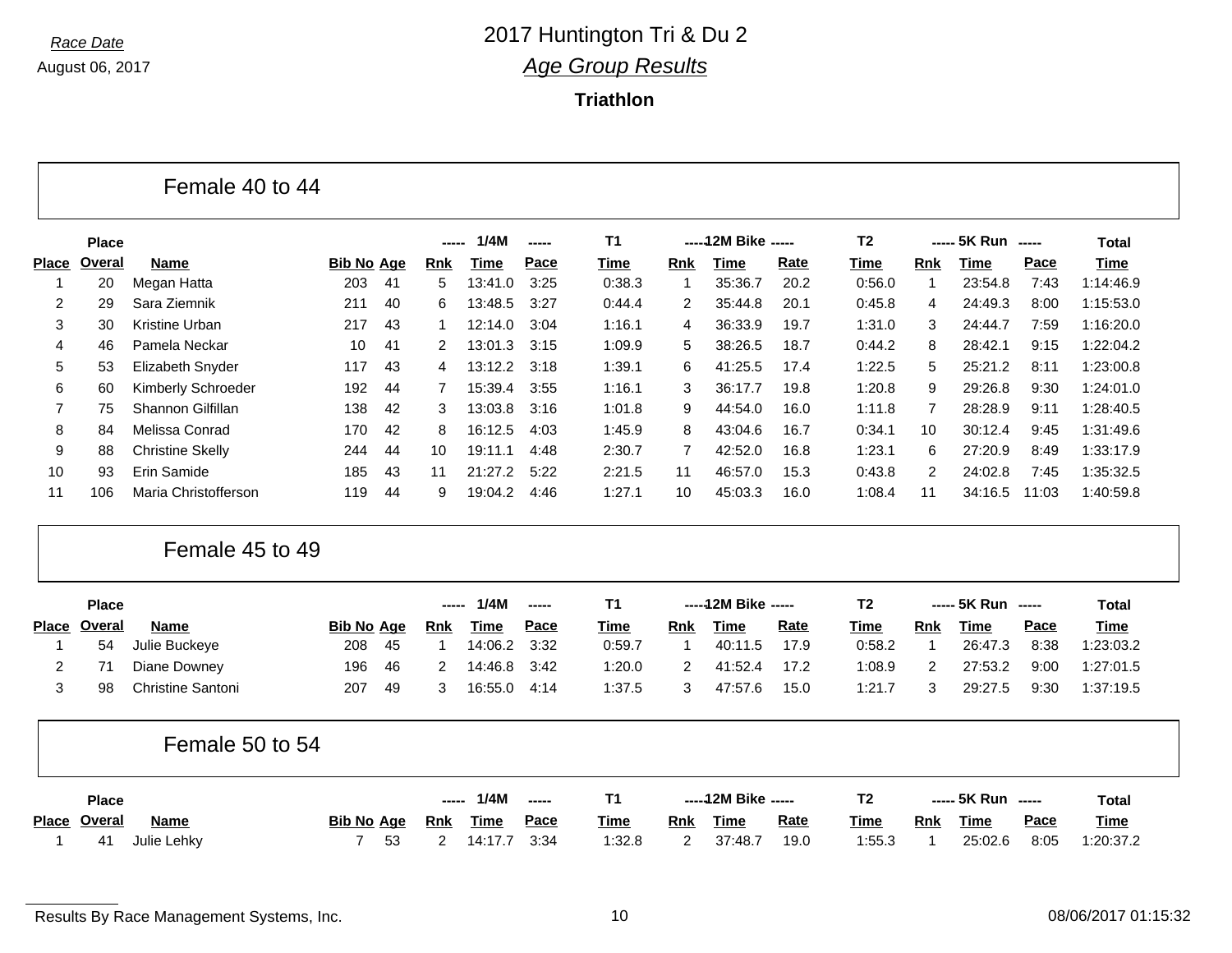*Race Date*

August 06, 2017

# 2017 Huntington Tri & Du 2

## *Age Group Results*

**Triathlon**

### Female 40 to 44

| Place | Place Overal | Name | Bib No | Age | 1/4M Rnk | 1/4M Time | 1/4M Pace | T1 Time | 12M Bike Rnk | 12M Bike Time | 12M Bike Rate | T2 Time | 5K Run Rnk | 5K Run Time | 5K Run Pace | Total Time |
|---|---|---|---|---|---|---|---|---|---|---|---|---|---|---|---|---|
| 1 | 20 | Megan Hatta | 203 | 41 | 5 | 13:41.0 | 3:25 | 0:38.3 | 1 | 35:36.7 | 20.2 | 0:56.0 | 1 | 23:54.8 | 7:43 | 1:14:46.9 |
| 2 | 29 | Sara Ziemnik | 211 | 40 | 6 | 13:48.5 | 3:27 | 0:44.4 | 2 | 35:44.8 | 20.1 | 0:45.8 | 4 | 24:49.3 | 8:00 | 1:15:53.0 |
| 3 | 30 | Kristine Urban | 217 | 43 | 1 | 12:14.0 | 3:04 | 1:16.1 | 4 | 36:33.9 | 19.7 | 1:31.0 | 3 | 24:44.7 | 7:59 | 1:16:20.0 |
| 4 | 46 | Pamela Neckar | 10 | 41 | 2 | 13:01.3 | 3:15 | 1:09.9 | 5 | 38:26.5 | 18.7 | 0:44.2 | 8 | 28:42.1 | 9:15 | 1:22:04.2 |
| 5 | 53 | Elizabeth Snyder | 117 | 43 | 4 | 13:12.2 | 3:18 | 1:39.1 | 6 | 41:25.5 | 17.4 | 1:22.5 | 5 | 25:21.2 | 8:11 | 1:23:00.8 |
| 6 | 60 | Kimberly Schroeder | 192 | 44 | 7 | 15:39.4 | 3:55 | 1:16.1 | 3 | 36:17.7 | 19.8 | 1:20.8 | 9 | 29:26.8 | 9:30 | 1:24:01.0 |
| 7 | 75 | Shannon Gilfillan | 138 | 42 | 3 | 13:03.8 | 3:16 | 1:01.8 | 9 | 44:54.0 | 16.0 | 1:11.8 | 7 | 28:28.9 | 9:11 | 1:28:40.5 |
| 8 | 84 | Melissa Conrad | 170 | 42 | 8 | 16:12.5 | 4:03 | 1:45.9 | 8 | 43:04.6 | 16.7 | 0:34.1 | 10 | 30:12.4 | 9:45 | 1:31:49.6 |
| 9 | 88 | Christine Skelly | 244 | 44 | 10 | 19:11.1 | 4:48 | 2:30.7 | 7 | 42:52.0 | 16.8 | 1:23.1 | 6 | 27:20.9 | 8:49 | 1:33:17.9 |
| 10 | 93 | Erin Samide | 185 | 43 | 11 | 21:27.2 | 5:22 | 2:21.5 | 11 | 46:57.0 | 15.3 | 0:43.8 | 2 | 24:02.8 | 7:45 | 1:35:32.5 |
| 11 | 106 | Maria Christofferson | 119 | 44 | 9 | 19:04.2 | 4:46 | 1:27.1 | 10 | 45:03.3 | 16.0 | 1:08.4 | 11 | 34:16.5 | 11:03 | 1:40:59.8 |

### Female 45 to 49

| Place | Place Overal | Name | Bib No | Age | 1/4M Rnk | 1/4M Time | 1/4M Pace | T1 Time | 12M Bike Rnk | 12M Bike Time | 12M Bike Rate | T2 Time | 5K Run Rnk | 5K Run Time | 5K Run Pace | Total Time |
|---|---|---|---|---|---|---|---|---|---|---|---|---|---|---|---|---|
| 1 | 54 | Julie Buckeye | 208 | 45 | 1 | 14:06.2 | 3:32 | 0:59.7 | 1 | 40:11.5 | 17.9 | 0:58.2 | 1 | 26:47.3 | 8:38 | 1:23:03.2 |
| 2 | 71 | Diane Downey | 196 | 46 | 2 | 14:46.8 | 3:42 | 1:20.0 | 2 | 41:52.4 | 17.2 | 1:08.9 | 2 | 27:53.2 | 9:00 | 1:27:01.5 |
| 3 | 98 | Christine Santoni | 207 | 49 | 3 | 16:55.0 | 4:14 | 1:37.5 | 3 | 47:57.6 | 15.0 | 1:21.7 | 3 | 29:27.5 | 9:30 | 1:37:19.5 |

### Female 50 to 54

| Place | Place Overal | Name | Bib No | Age | 1/4M Rnk | 1/4M Time | 1/4M Pace | T1 Time | 12M Bike Rnk | 12M Bike Time | 12M Bike Rate | T2 Time | 5K Run Rnk | 5K Run Time | 5K Run Pace | Total Time |
|---|---|---|---|---|---|---|---|---|---|---|---|---|---|---|---|---|
| 1 | 41 | Julie Lehky | 7 | 53 | 2 | 14:17.7 | 3:34 | 1:32.8 | 2 | 37:48.7 | 19.0 | 1:55.3 | 1 | 25:02.6 | 8:05 | 1:20:37.2 |

Results By Race Management Systems, Inc. 08/06/2017 01:15:32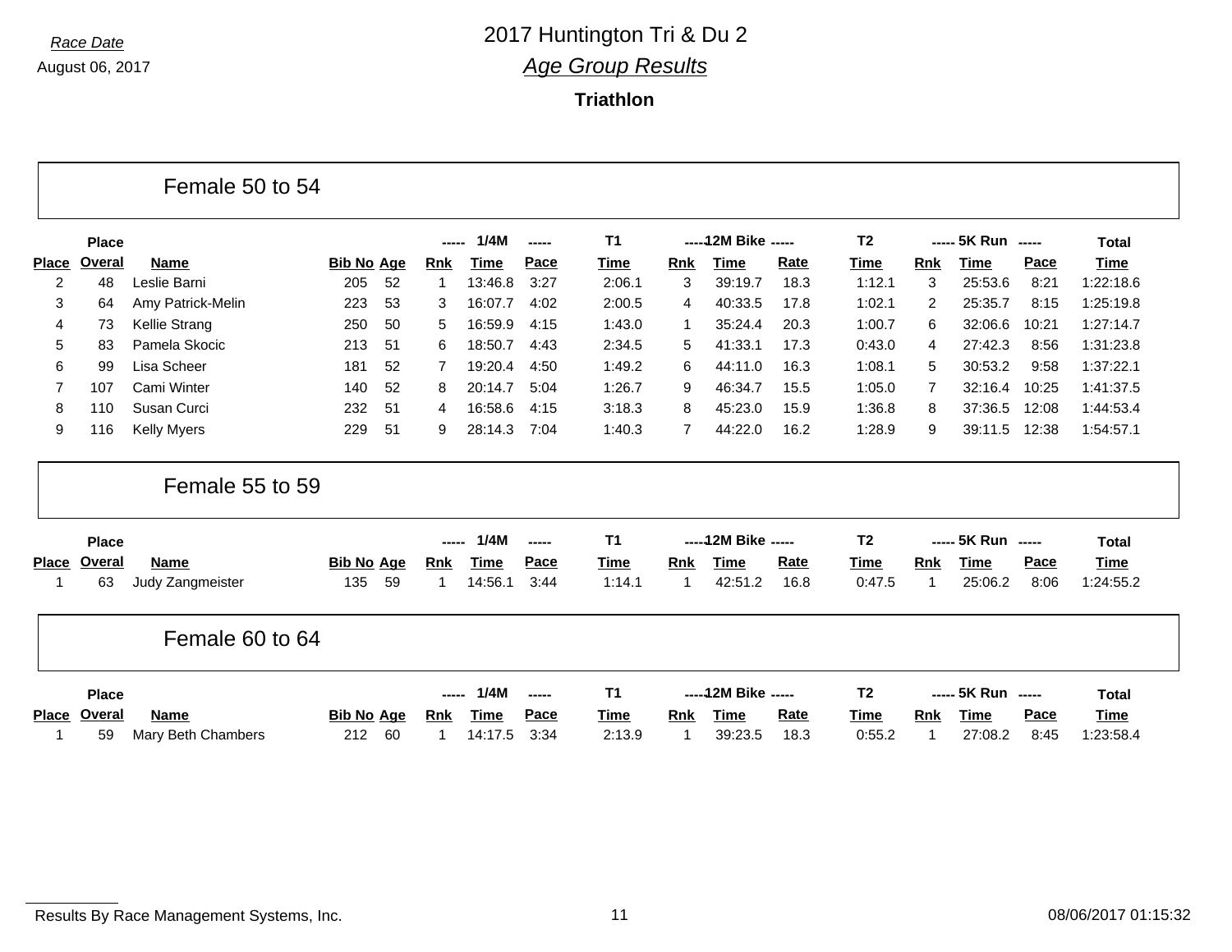# 2017 Huntington Tri & Du 2

*Race Date*

August 06, 2017

## *Age Group Results*

**Triathlon**

### Female 50 to 54

| Place | Place Overal | Name | Bib No | Age | 1/4M Rnk | 1/4M Time | 1/4M Pace | T1 Time | 12M Bike Rnk | 12M Bike Time | 12M Bike Rate | T2 Time | 5K Run Rnk | 5K Run Time | 5K Run Pace | Total Time |
|---|---|---|---|---|---|---|---|---|---|---|---|---|---|---|---|---|
| 2 | 48 | Leslie Barni | 205 | 52 | 1 | 13:46.8 | 3:27 | 2:06.1 | 3 | 39:19.7 | 18.3 | 1:12.1 | 3 | 25:53.6 | 8:21 | 1:22:18.6 |
| 3 | 64 | Amy Patrick-Melin | 223 | 53 | 3 | 16:07.7 | 4:02 | 2:00.5 | 4 | 40:33.5 | 17.8 | 1:02.1 | 2 | 25:35.7 | 8:15 | 1:25:19.8 |
| 4 | 73 | Kellie Strang | 250 | 50 | 5 | 16:59.9 | 4:15 | 1:43.0 | 1 | 35:24.4 | 20.3 | 1:00.7 | 6 | 32:06.6 | 10:21 | 1:27:14.7 |
| 5 | 83 | Pamela Skocic | 213 | 51 | 6 | 18:50.7 | 4:43 | 2:34.5 | 5 | 41:33.1 | 17.3 | 0:43.0 | 4 | 27:42.3 | 8:56 | 1:31:23.8 |
| 6 | 99 | Lisa Scheer | 181 | 52 | 7 | 19:20.4 | 4:50 | 1:49.2 | 6 | 44:11.0 | 16.3 | 1:08.1 | 5 | 30:53.2 | 9:58 | 1:37:22.1 |
| 7 | 107 | Cami Winter | 140 | 52 | 8 | 20:14.7 | 5:04 | 1:26.7 | 9 | 46:34.7 | 15.5 | 1:05.0 | 7 | 32:16.4 | 10:25 | 1:41:37.5 |
| 8 | 110 | Susan Curci | 232 | 51 | 4 | 16:58.6 | 4:15 | 3:18.3 | 8 | 45:23.0 | 15.9 | 1:36.8 | 8 | 37:36.5 | 12:08 | 1:44:53.4 |
| 9 | 116 | Kelly Myers | 229 | 51 | 9 | 28:14.3 | 7:04 | 1:40.3 | 7 | 44:22.0 | 16.2 | 1:28.9 | 9 | 39:11.5 | 12:38 | 1:54:57.1 |

### Female 55 to 59

| Place | Place Overal | Name | Bib No | Age | 1/4M Rnk | 1/4M Time | 1/4M Pace | T1 Time | 12M Bike Rnk | 12M Bike Time | 12M Bike Rate | T2 Time | 5K Run Rnk | 5K Run Time | 5K Run Pace | Total Time |
|---|---|---|---|---|---|---|---|---|---|---|---|---|---|---|---|---|
| 1 | 63 | Judy Zangmeister | 135 | 59 | 1 | 14:56.1 | 3:44 | 1:14.1 | 1 | 42:51.2 | 16.8 | 0:47.5 | 1 | 25:06.2 | 8:06 | 1:24:55.2 |

### Female 60 to 64

| Place | Place Overal | Name | Bib No | Age | 1/4M Rnk | 1/4M Time | 1/4M Pace | T1 Time | 12M Bike Rnk | 12M Bike Time | 12M Bike Rate | T2 Time | 5K Run Rnk | 5K Run Time | 5K Run Pace | Total Time |
|---|---|---|---|---|---|---|---|---|---|---|---|---|---|---|---|---|
| 1 | 59 | Mary Beth Chambers | 212 | 60 | 1 | 14:17.5 | 3:34 | 2:13.9 | 1 | 39:23.5 | 18.3 | 0:55.2 | 1 | 27:08.2 | 8:45 | 1:23:58.4 |

Results By Race Management Systems, Inc. 08/06/2017 01:15:32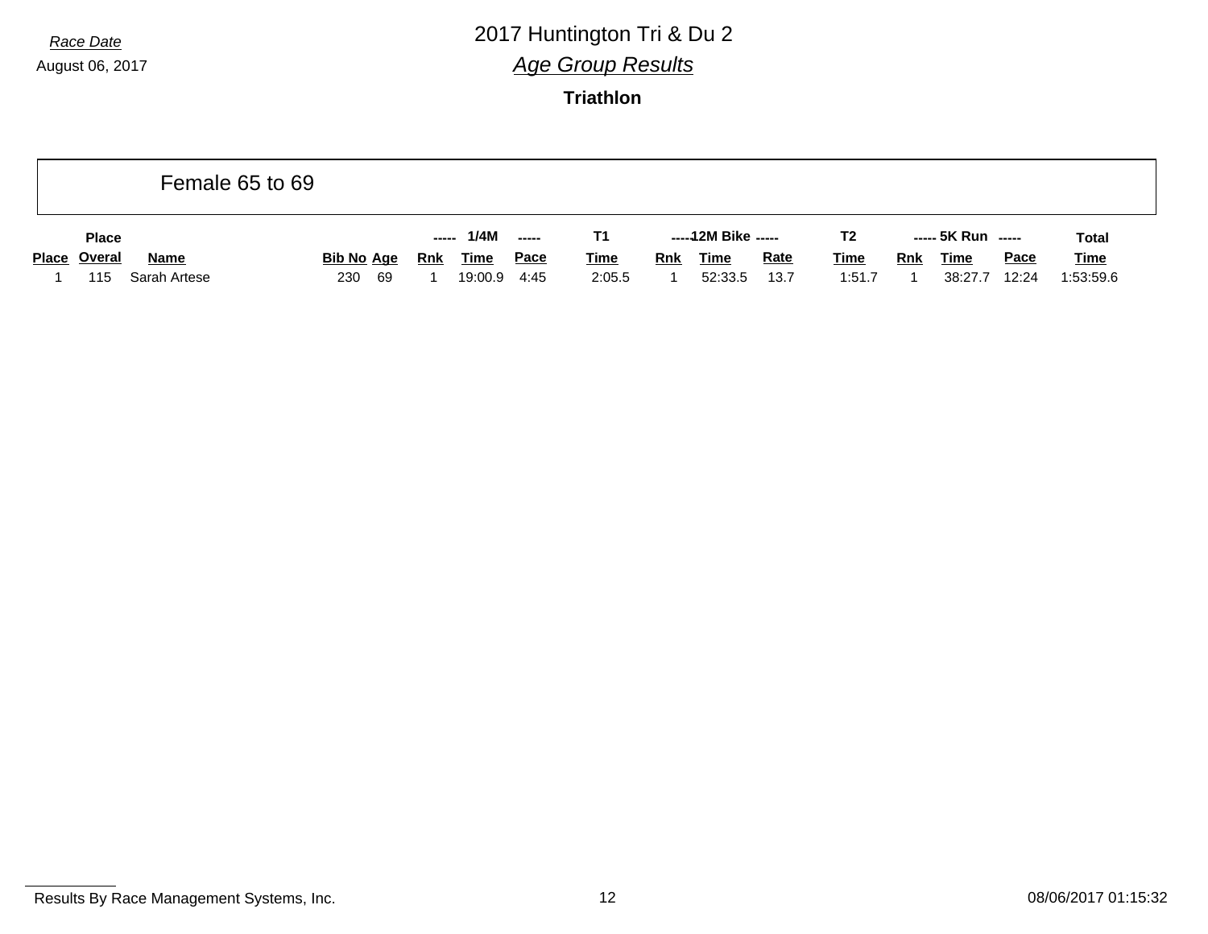Race Date
August 06, 2017

# 2017 Huntington Tri & Du 2

## *Age Group Results*

### Triathlon

## Female 65 to 69

| Place | Place Overal | Name | Bib No | Age | 1/4M Rnk | 1/4M Time | 1/4M Pace | T1 Time | 12M Bike Rnk | 12M Bike Time | 12M Bike Rate | T2 Time | 5K Run Rnk | 5K Run Time | 5K Run Pace | Total Time |
|---|---|---|---|---|---|---|---|---|---|---|---|---|---|---|---|---|
| 1 | 115 | Sarah Artese | 230 | 69 | 1 | 19:00.9 | 4:45 | 2:05.5 | 1 | 52:33.5 | 13.7 | 1:51.7 | 1 | 38:27.7 | 12:24 | 1:53:59.6 |

Results By Race Management Systems, Inc. 08/06/2017 01:15:32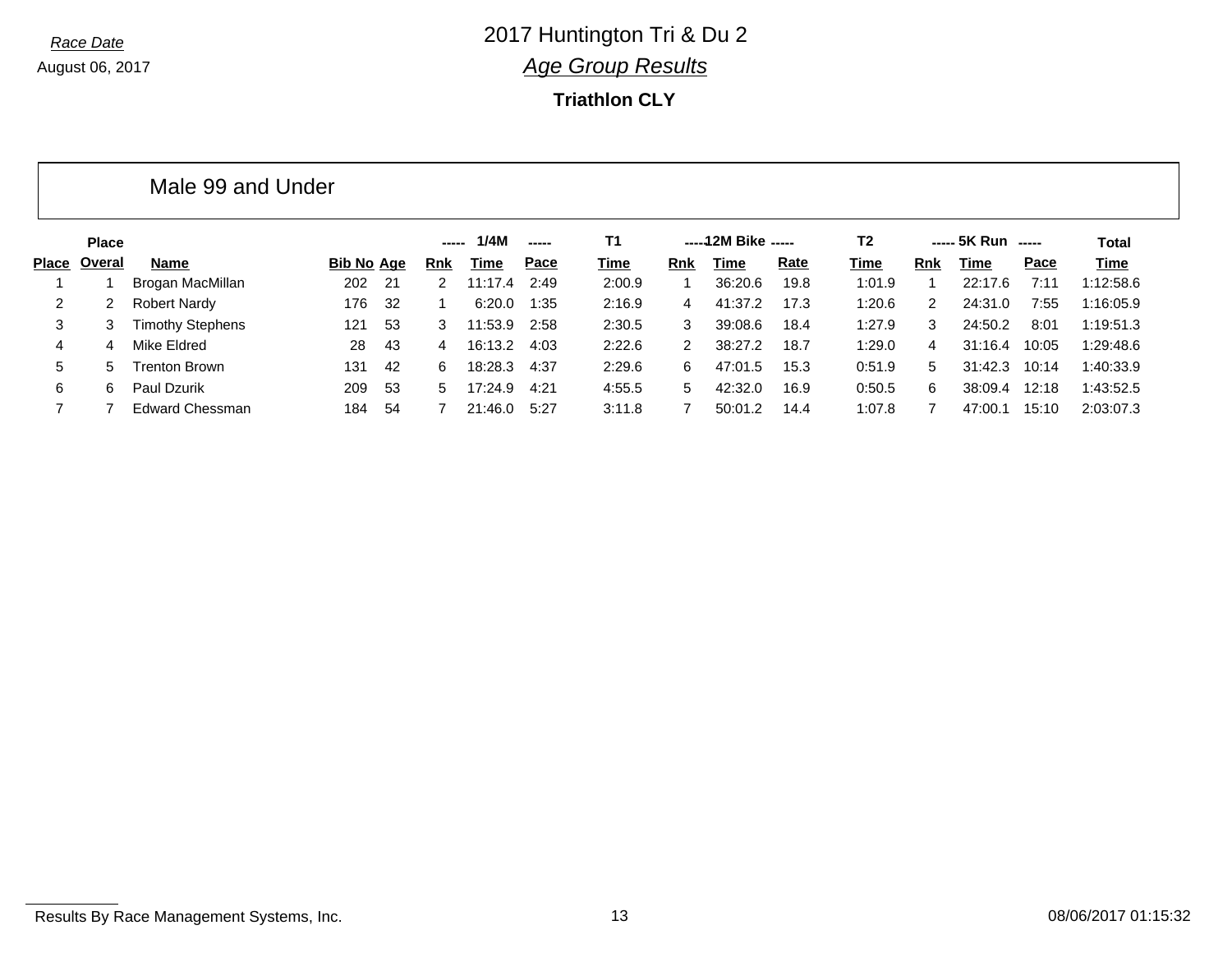*Race Date*

August 06, 2017

# 2017 Huntington Tri & Du 2

## *Age Group Results*

**Triathlon CLY**

### Male 99 and Under

| Place | Place Overal | Name | Bib No | Age | 1/4M Rnk | 1/4M Time | 1/4M Pace | T1 Time | 12M Bike Rnk | 12M Bike Time | 12M Bike Rate | T2 Time | 5K Run Rnk | 5K Run Time | 5K Run Pace | Total Time |
|---|---|---|---|---|---|---|---|---|---|---|---|---|---|---|---|---|
| 1 | 1 | Brogan MacMillan | 202 | 21 | 2 | 11:17.4 | 2:49 | 2:00.9 | 1 | 36:20.6 | 19.8 | 1:01.9 | 1 | 22:17.6 | 7:11 | 1:12:58.6 |
| 2 | 2 | Robert Nardy | 176 | 32 | 1 | 6:20.0 | 1:35 | 2:16.9 | 4 | 41:37.2 | 17.3 | 1:20.6 | 2 | 24:31.0 | 7:55 | 1:16:05.9 |
| 3 | 3 | Timothy Stephens | 121 | 53 | 3 | 11:53.9 | 2:58 | 2:30.5 | 3 | 39:08.6 | 18.4 | 1:27.9 | 3 | 24:50.2 | 8:01 | 1:19:51.3 |
| 4 | 4 | Mike Eldred | 28 | 43 | 4 | 16:13.2 | 4:03 | 2:22.6 | 2 | 38:27.2 | 18.7 | 1:29.0 | 4 | 31:16.4 | 10:05 | 1:29:48.6 |
| 5 | 5 | Trenton Brown | 131 | 42 | 6 | 18:28.3 | 4:37 | 2:29.6 | 6 | 47:01.5 | 15.3 | 0:51.9 | 5 | 31:42.3 | 10:14 | 1:40:33.9 |
| 6 | 6 | Paul Dzurik | 209 | 53 | 5 | 17:24.9 | 4:21 | 4:55.5 | 5 | 42:32.0 | 16.9 | 0:50.5 | 6 | 38:09.4 | 12:18 | 1:43:52.5 |
| 7 | 7 | Edward Chessman | 184 | 54 | 7 | 21:46.0 | 5:27 | 3:11.8 | 7 | 50:01.2 | 14.4 | 1:07.8 | 7 | 47:00.1 | 15:10 | 2:03:07.3 |

Results By Race Management Systems, Inc.

08/06/2017 01:15:32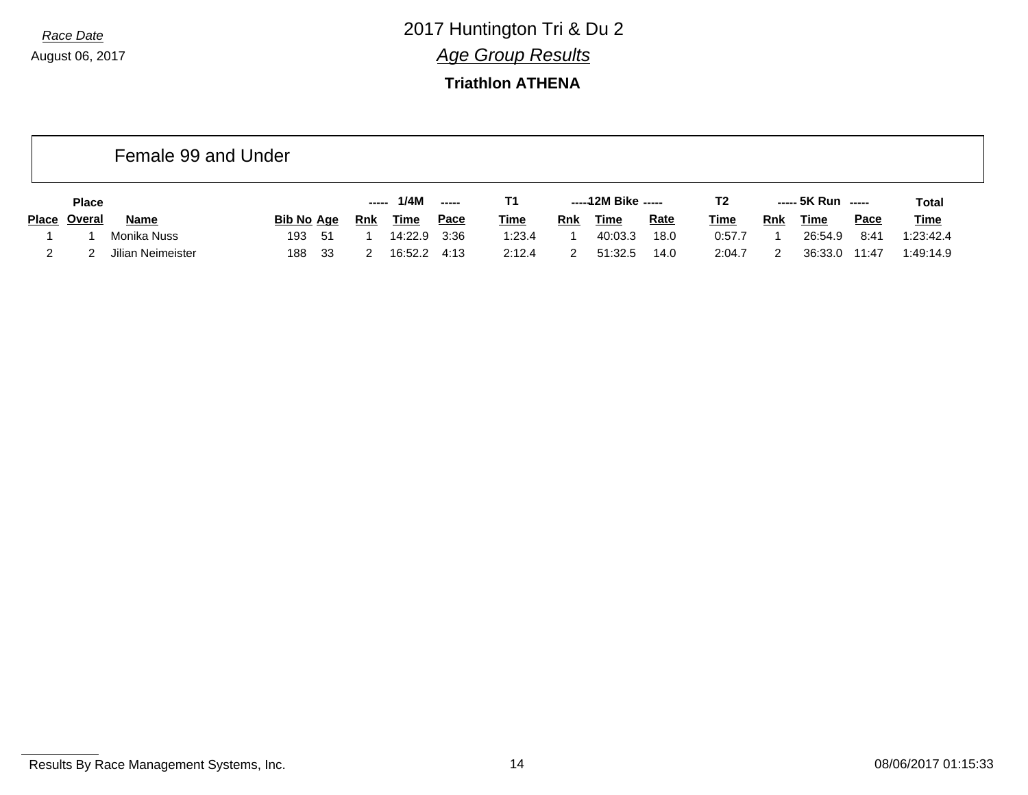Race Date
August 06, 2017

# 2017 Huntington Tri & Du 2

## *Age Group Results*

### Triathlon ATHENA

## Female 99 and Under

| Place | Place Overal | Name | Bib No | Age | 1/4M Rnk | 1/4M Time | 1/4M Pace | T1 Time | 12M Bike Rnk | 12M Bike Time | 12M Bike Rate | T2 Time | 5K Run Rnk | 5K Run Time | 5K Run Pace | Total Time |
|---|---|---|---|---|---|---|---|---|---|---|---|---|---|---|---|---|
| 1 | 1 | Monika Nuss | 193 | 51 | 1 | 14:22.9 | 3:36 | 1:23.4 | 1 | 40:03.3 | 18.0 | 0:57.7 | 1 | 26:54.9 | 8:41 | 1:23:42.4 |
| 2 | 2 | Jilian Neimeister | 188 | 33 | 2 | 16:52.2 | 4:13 | 2:12.4 | 2 | 51:32.5 | 14.0 | 2:04.7 | 2 | 36:33.0 | 11:47 | 1:49:14.9 |

Results By Race Management Systems, Inc. 08/06/2017 01:15:33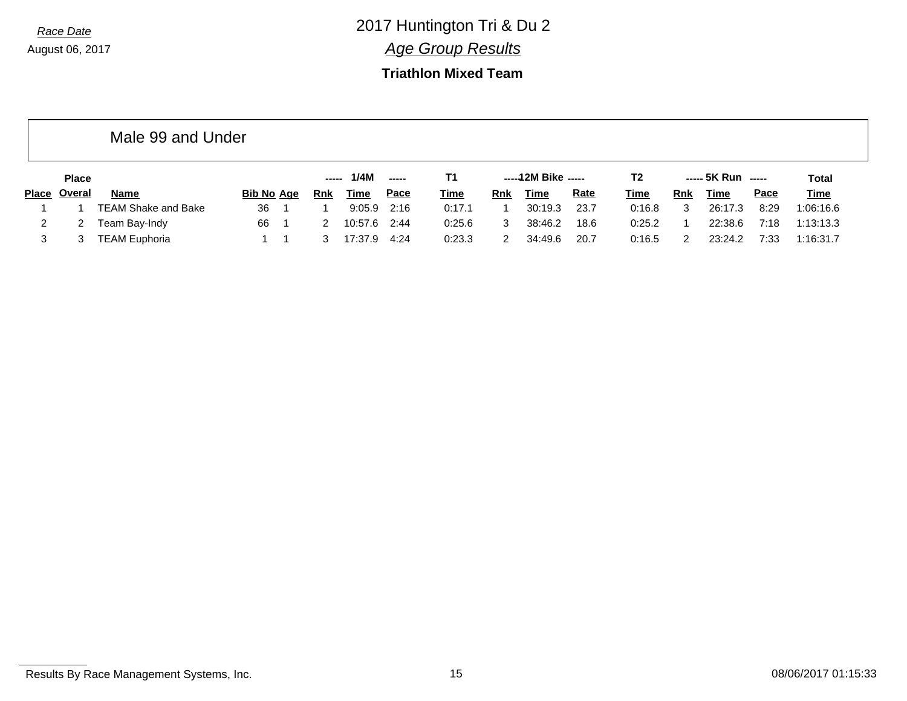Race Date

August 06, 2017

# 2017 Huntington Tri & Du 2

## *Age Group Results*

### Triathlon Mixed Team

## Male 99 and Under

| Place | Place Overal | Name | Bib No | Age | 1/4M Rnk | 1/4M Time | 1/4M Pace | T1 Time | 12M Bike Rnk | 12M Bike Time | 12M Bike Rate | T2 Time | 5K Run Rnk | 5K Run Time | 5K Run Pace | Total Time |
|---|---|---|---|---|---|---|---|---|---|---|---|---|---|---|---|---|
| 1 | 1 | TEAM Shake and Bake | 36 | 1 | 1 | 9:05.9 | 2:16 | 0:17.1 | 1 | 30:19.3 | 23.7 | 0:16.8 | 3 | 26:17.3 | 8:29 | 1:06:16.6 |
| 2 | 2 | Team Bay-Indy | 66 | 1 | 2 | 10:57.6 | 2:44 | 0:25.6 | 3 | 38:46.2 | 18.6 | 0:25.2 | 1 | 22:38.6 | 7:18 | 1:13:13.3 |
| 3 | 3 | TEAM Euphoria | 1 | 1 | 3 | 17:37.9 | 4:24 | 0:23.3 | 2 | 34:49.6 | 20.7 | 0:16.5 | 2 | 23:24.2 | 7:33 | 1:16:31.7 |

Results By Race Management Systems, Inc. 08/06/2017 01:15:33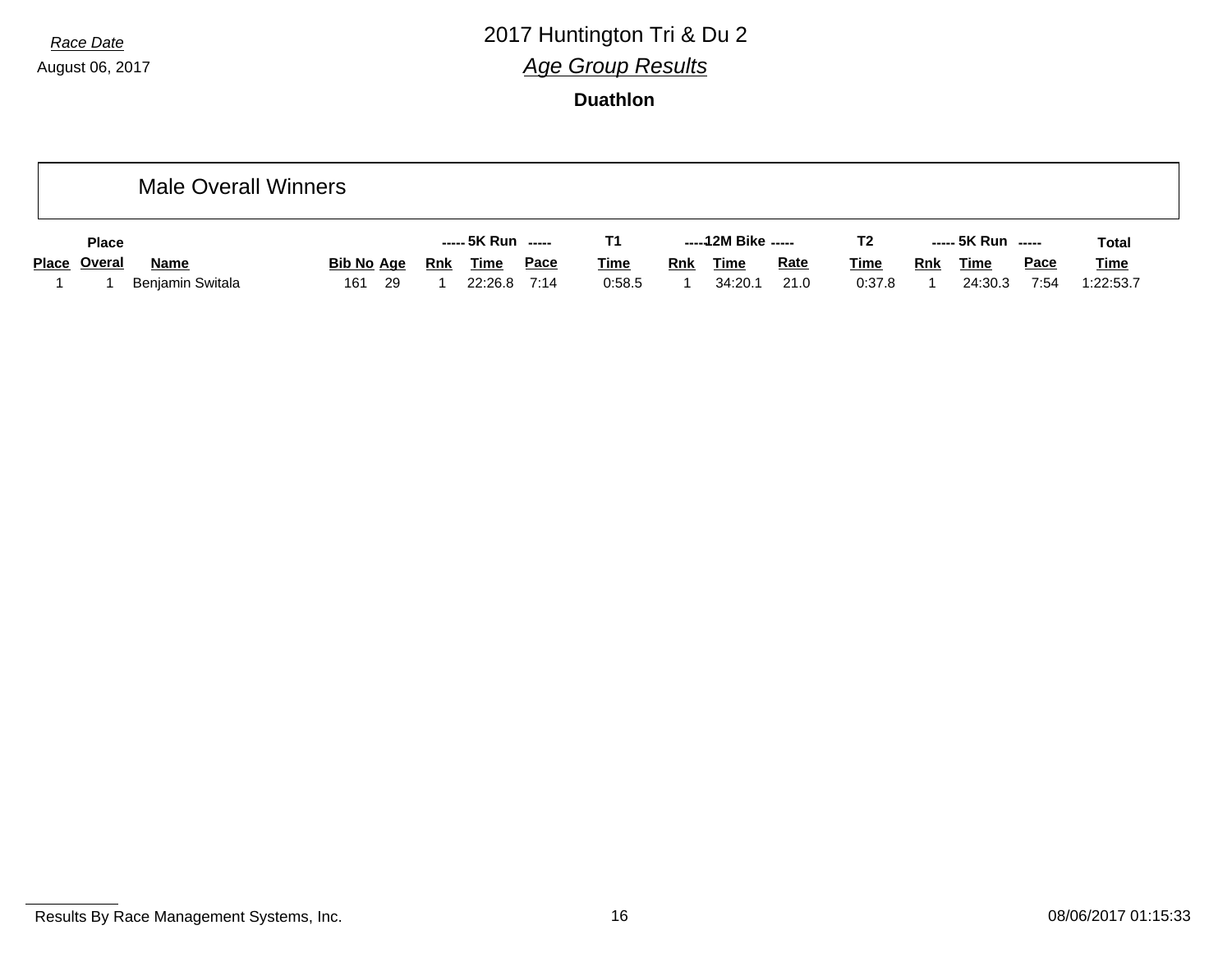Race Date
August 06, 2017

# 2017 Huntington Tri & Du 2

## *Age Group Results*

**Duathlon**

### Male Overall Winners

| | Place | | | | ----- 5K Run | ----- | | T1 | ----- 12M Bike | ----- | | T2 | ----- 5K Run | ----- | | Total |
|---|---|---|---|---|---|---|---|---|---|---|---|---|---|---|---|---|
| Place | Overal | Name | Bib No | Age | Rnk | Time | Pace | Time | Rnk | Time | Rate | Time | Rnk | Time | Pace | Time |
| 1 | 1 | Benjamin Switala | 161 | 29 | 1 | 22:26.8 | 7:14 | 0:58.5 | 1 | 34:20.1 | 21.0 | 0:37.8 | 1 | 24:30.3 | 7:54 | 1:22:53.7 |

Results By Race Management Systems, Inc.

08/06/2017 01:15:33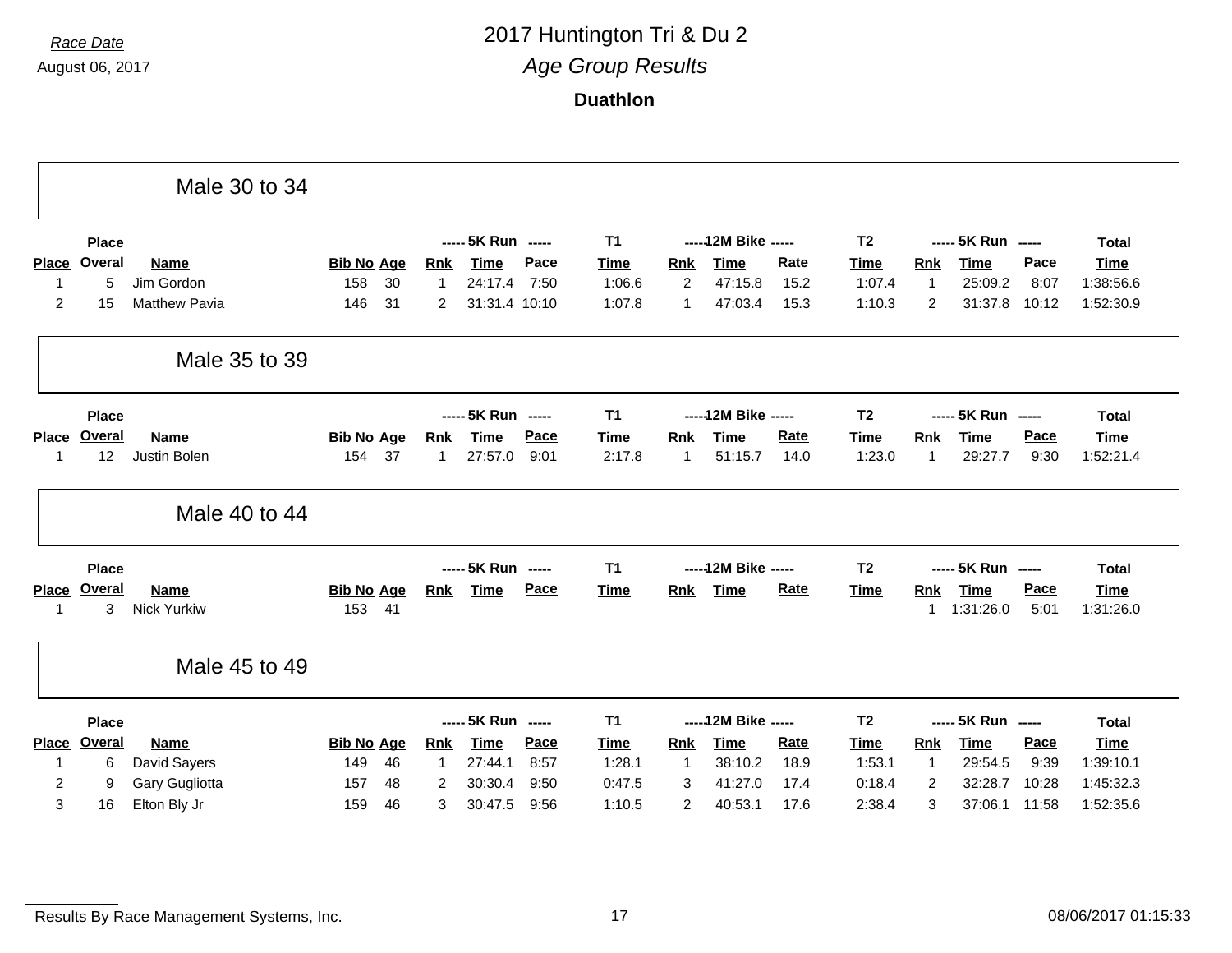*Race Date*

August 06, 2017

# 2017 Huntington Tri & Du 2

## *Age Group Results*

**Duathlon**

### Male 30 to 34

| Place | Place Overal | Name | Bib No | Age | 5K Run Rnk | 5K Run Time | 5K Run Pace | T1 Time | 12M Bike Rnk | 12M Bike Time | 12M Bike Rate | T2 Time | 5K Run Rnk | 5K Run Time | 5K Run Pace | Total Time |
|---|---|---|---|---|---|---|---|---|---|---|---|---|---|---|---|---|
| 1 | 5 | Jim Gordon | 158 | 30 | 1 | 24:17.4 | 7:50 | 1:06.6 | 2 | 47:15.8 | 15.2 | 1:07.4 | 1 | 25:09.2 | 8:07 | 1:38:56.6 |
| 2 | 15 | Matthew Pavia | 146 | 31 | 2 | 31:31.4 | 10:10 | 1:07.8 | 1 | 47:03.4 | 15.3 | 1:10.3 | 2 | 31:37.8 | 10:12 | 1:52:30.9 |

### Male 35 to 39

| Place | Place Overal | Name | Bib No | Age | 5K Run Rnk | 5K Run Time | 5K Run Pace | T1 Time | 12M Bike Rnk | 12M Bike Time | 12M Bike Rate | T2 Time | 5K Run Rnk | 5K Run Time | 5K Run Pace | Total Time |
|---|---|---|---|---|---|---|---|---|---|---|---|---|---|---|---|---|
| 1 | 12 | Justin Bolen | 154 | 37 | 1 | 27:57.0 | 9:01 | 2:17.8 | 1 | 51:15.7 | 14.0 | 1:23.0 | 1 | 29:27.7 | 9:30 | 1:52:21.4 |

### Male 40 to 44

| Place | Place Overal | Name | Bib No | Age | 5K Run Rnk | 5K Run Time | 5K Run Pace | T1 Time | 12M Bike Rnk | 12M Bike Time | 12M Bike Rate | T2 Time | 5K Run Rnk | 5K Run Time | 5K Run Pace | Total Time |
|---|---|---|---|---|---|---|---|---|---|---|---|---|---|---|---|---|
| 1 | 3 | Nick Yurkiw | 153 | 41 | | | | | | | | | 1 | 1:31:26.0 | 5:01 | 1:31:26.0 |

### Male 45 to 49

| Place | Place Overal | Name | Bib No | Age | 5K Run Rnk | 5K Run Time | 5K Run Pace | T1 Time | 12M Bike Rnk | 12M Bike Time | 12M Bike Rate | T2 Time | 5K Run Rnk | 5K Run Time | 5K Run Pace | Total Time |
|---|---|---|---|---|---|---|---|---|---|---|---|---|---|---|---|---|
| 1 | 6 | David Sayers | 149 | 46 | 1 | 27:44.1 | 8:57 | 1:28.1 | 1 | 38:10.2 | 18.9 | 1:53.1 | 1 | 29:54.5 | 9:39 | 1:39:10.1 |
| 2 | 9 | Gary Gugliotta | 157 | 48 | 2 | 30:30.4 | 9:50 | 0:47.5 | 3 | 41:27.0 | 17.4 | 0:18.4 | 2 | 32:28.7 | 10:28 | 1:45:32.3 |
| 3 | 16 | Elton Bly Jr | 159 | 46 | 3 | 30:47.5 | 9:56 | 1:10.5 | 2 | 40:53.1 | 17.6 | 2:38.4 | 3 | 37:06.1 | 11:58 | 1:52:35.6 |

Results By Race Management Systems, Inc. 08/06/2017 01:15:33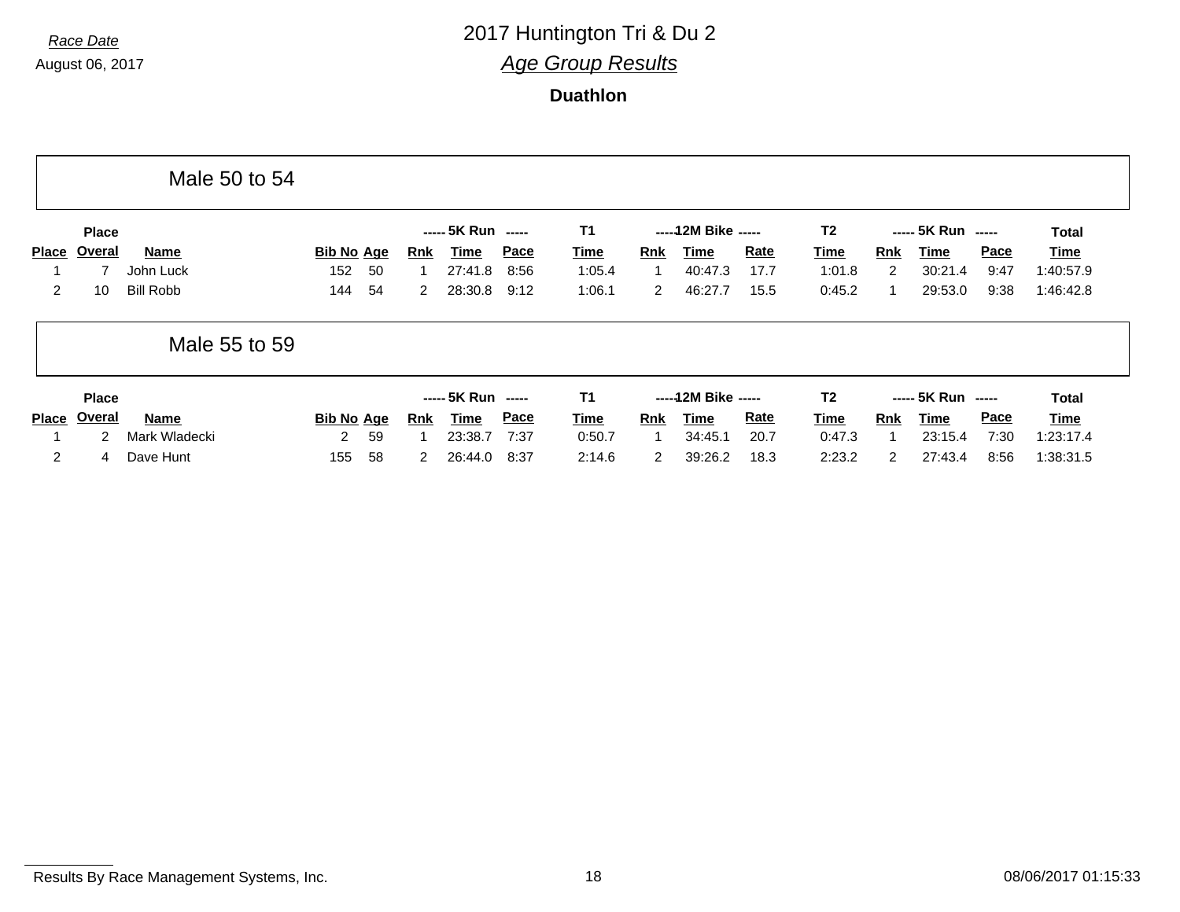*Race Date*

August 06, 2017

# 2017 Huntington Tri & Du 2

## *Age Group Results*

### Duathlon

## Male 50 to 54

| Place | Place Overal | Name | Bib No | Age | 5K Run Rnk | 5K Run Time | 5K Run Pace | T1 Time | 12M Bike Rnk | 12M Bike Time | 12M Bike Rate | T2 Time | 5K Run Rnk | 5K Run Time | 5K Run Pace | Total Time |
|---|---|---|---|---|---|---|---|---|---|---|---|---|---|---|---|---|
| 1 | 7 | John Luck | 152 | 50 | 1 | 27:41.8 | 8:56 | 1:05.4 | 1 | 40:47.3 | 17.7 | 1:01.8 | 2 | 30:21.4 | 9:47 | 1:40:57.9 |
| 2 | 10 | Bill Robb | 144 | 54 | 2 | 28:30.8 | 9:12 | 1:06.1 | 2 | 46:27.7 | 15.5 | 0:45.2 | 1 | 29:53.0 | 9:38 | 1:46:42.8 |

## Male 55 to 59

| Place | Place Overal | Name | Bib No | Age | 5K Run Rnk | 5K Run Time | 5K Run Pace | T1 Time | 12M Bike Rnk | 12M Bike Time | 12M Bike Rate | T2 Time | 5K Run Rnk | 5K Run Time | 5K Run Pace | Total Time |
|---|---|---|---|---|---|---|---|---|---|---|---|---|---|---|---|---|
| 1 | 2 | Mark Wladecki | 2 | 59 | 1 | 23:38.7 | 7:37 | 0:50.7 | 1 | 34:45.1 | 20.7 | 0:47.3 | 1 | 23:15.4 | 7:30 | 1:23:17.4 |
| 2 | 4 | Dave Hunt | 155 | 58 | 2 | 26:44.0 | 8:37 | 2:14.6 | 2 | 39:26.2 | 18.3 | 2:23.2 | 2 | 27:43.4 | 8:56 | 1:38:31.5 |

Results By Race Management Systems, Inc. 08/06/2017 01:15:33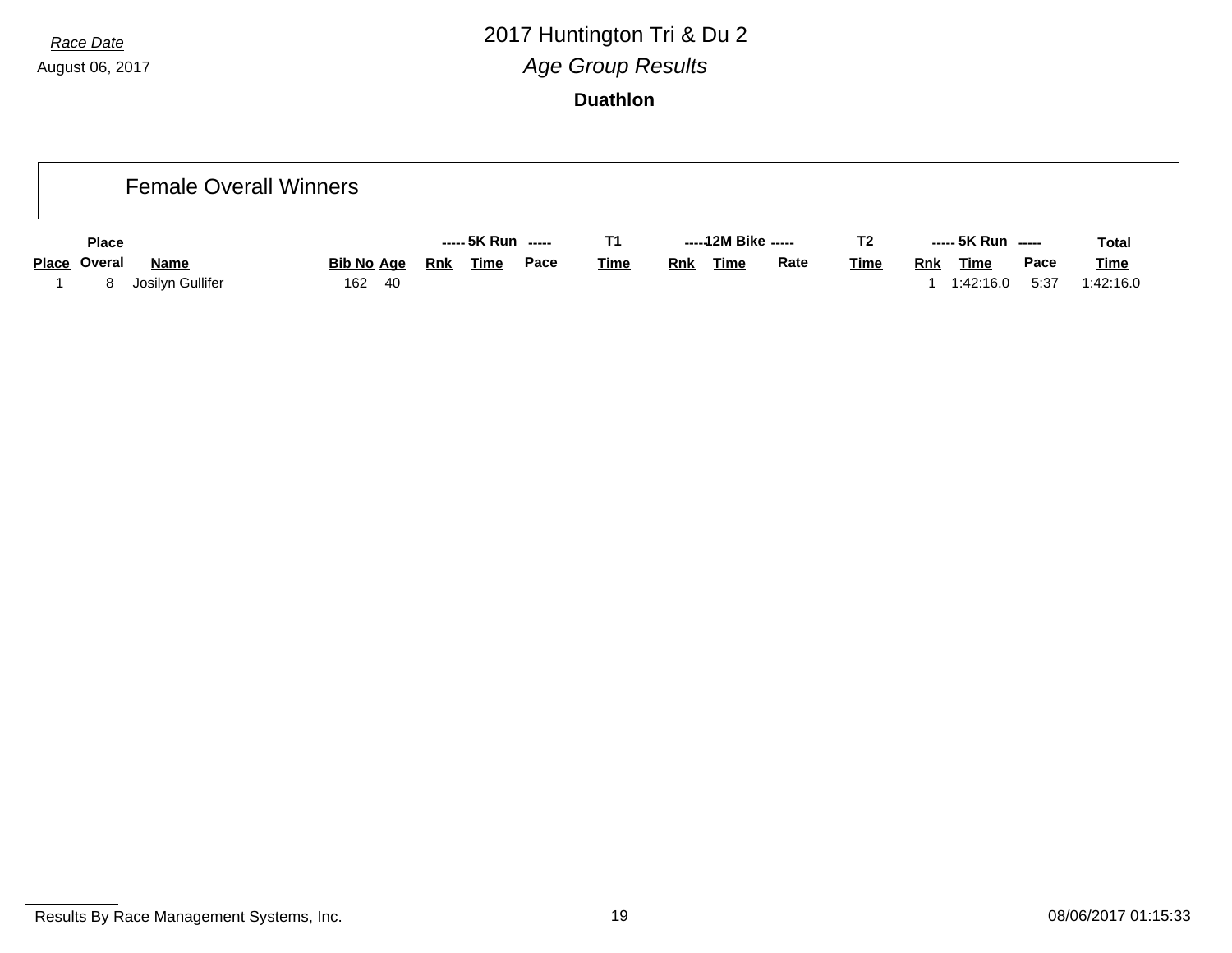Race Date

August 06, 2017

# 2017 Huntington Tri & Du 2

## *Age Group Results*

**Duathlon**

### Female Overall Winners

| | Place | | | | 5K Run | | | T1 | 12M Bike | | | T2 | 5K Run | | | Total |
|---|---|---|---|---|---|---|---|---|---|---|---|---|---|---|---|---|
| Place | Overal | Name | Bib No | Age | Rnk | Time | Pace | Time | Rnk | Time | Rate | Time | Rnk | Time | Pace | Time |
| 1 | 8 | Josilyn Gullifer | 162 | 40 | | | | | | | | | 1 | 1:42:16.0 | 5:37 | 1:42:16.0 |

Results By Race Management Systems, Inc.

08/06/2017 01:15:33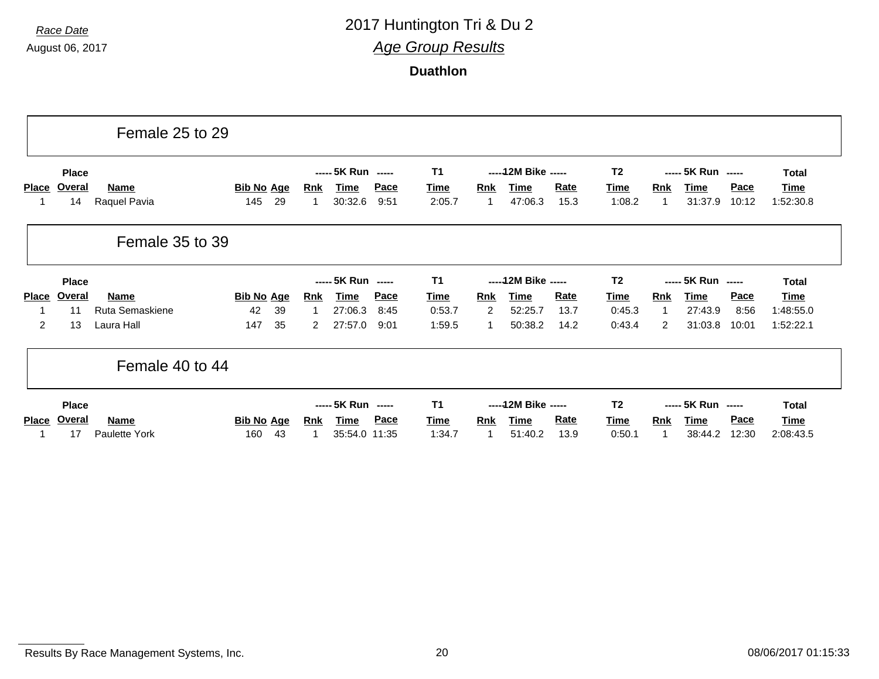Race Date

August 06, 2017

# 2017 Huntington Tri & Du 2

## *Age Group Results*

### Duathlon

## Female 25 to 29

| Place | Place Overal | Name | Bib No | Age | 5K Run Rnk | 5K Run Time | 5K Run Pace | T1 Time | 12M Bike Rnk | 12M Bike Time | 12M Bike Rate | T2 Time | 5K Run Rnk | 5K Run Time | 5K Run Pace | Total Time |
|---|---|---|---|---|---|---|---|---|---|---|---|---|---|---|---|---|
| 1 | 14 | Raquel Pavia | 145 | 29 | 1 | 30:32.6 | 9:51 | 2:05.7 | 1 | 47:06.3 | 15.3 | 1:08.2 | 1 | 31:37.9 | 10:12 | 1:52:30.8 |

## Female 35 to 39

| Place | Place Overal | Name | Bib No | Age | 5K Run Rnk | 5K Run Time | 5K Run Pace | T1 Time | 12M Bike Rnk | 12M Bike Time | 12M Bike Rate | T2 Time | 5K Run Rnk | 5K Run Time | 5K Run Pace | Total Time |
|---|---|---|---|---|---|---|---|---|---|---|---|---|---|---|---|---|
| 1 | 11 | Ruta Semaskiene | 42 | 39 | 1 | 27:06.3 | 8:45 | 0:53.7 | 2 | 52:25.7 | 13.7 | 0:45.3 | 1 | 27:43.9 | 8:56 | 1:48:55.0 |
| 2 | 13 | Laura Hall | 147 | 35 | 2 | 27:57.0 | 9:01 | 1:59.5 | 1 | 50:38.2 | 14.2 | 0:43.4 | 2 | 31:03.8 | 10:01 | 1:52:22.1 |

## Female 40 to 44

| Place | Place Overal | Name | Bib No | Age | 5K Run Rnk | 5K Run Time | 5K Run Pace | T1 Time | 12M Bike Rnk | 12M Bike Time | 12M Bike Rate | T2 Time | 5K Run Rnk | 5K Run Time | 5K Run Pace | Total Time |
|---|---|---|---|---|---|---|---|---|---|---|---|---|---|---|---|---|
| 1 | 17 | Paulette York | 160 | 43 | 1 | 35:54.0 | 11:35 | 1:34.7 | 1 | 51:40.2 | 13.9 | 0:50.1 | 1 | 38:44.2 | 12:30 | 2:08:43.5 |

Results By Race Management Systems, Inc. 08/06/2017 01:15:33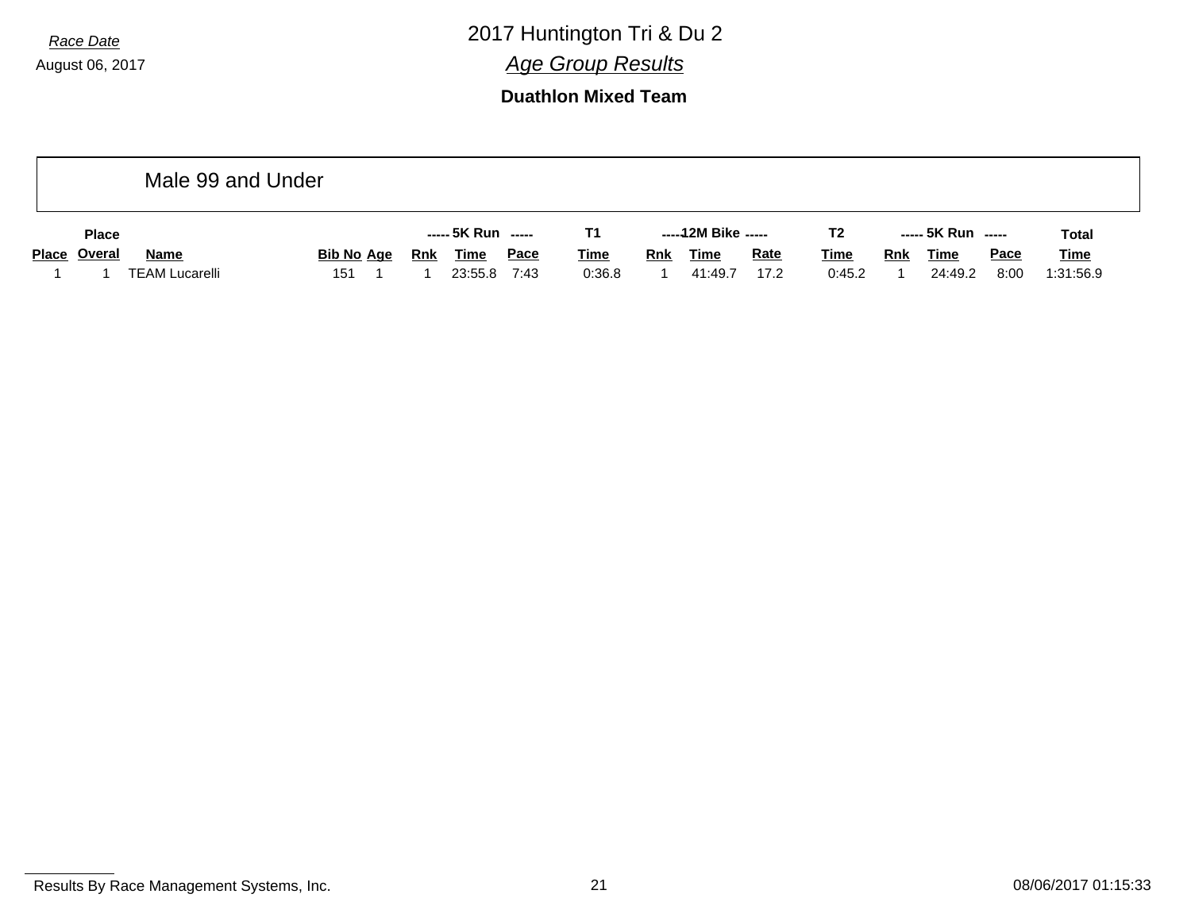Race Date
August 06, 2017

# 2017 Huntington Tri & Du 2

## *Age Group Results*

### Duathlon Mixed Team

#### Male 99 and Under

| | Place | | | | ----- 5K Run | ----- | | T1 | ----- 12M Bike | ----- | | T2 | ----- 5K Run | ----- | | Total |
|---|---|---|---|---|---|---|---|---|---|---|---|---|---|---|---|---|
| Place | Overal | Name | Bib No | Age | Rnk | Time | Pace | Time | Rnk | Time | Rate | Time | Rnk | Time | Pace | Time |
| 1 | 1 | TEAM Lucarelli | 151 | 1 | 1 | 23:55.8 | 7:43 | 0:36.8 | 1 | 41:49.7 | 17.2 | 0:45.2 | 1 | 24:49.2 | 8:00 | 1:31:56.9 |

Results By Race Management Systems, Inc. 08/06/2017 01:15:33